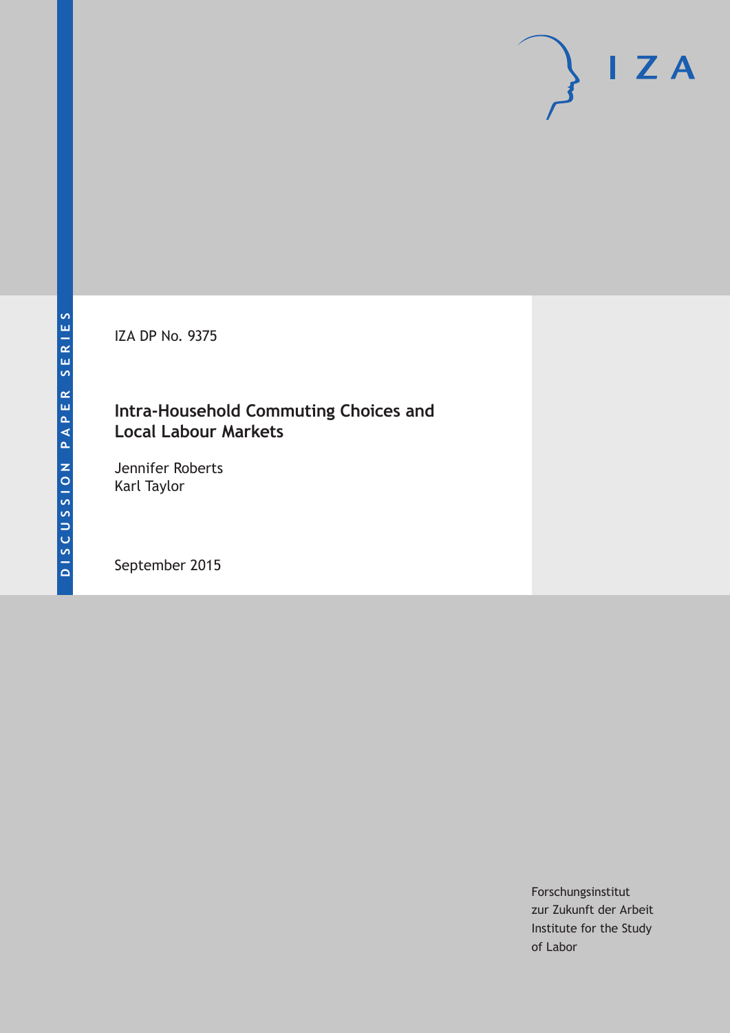DISCUSSION PAPER SERIES

IZA DP No. 9375

# Intra-Household Commuting Choices and Local Labour Markets

Jennifer Roberts
Karl Taylor

September 2015

Forschungsinstitut
zur Zukunft der Arbeit
Institute for the Study
of Labor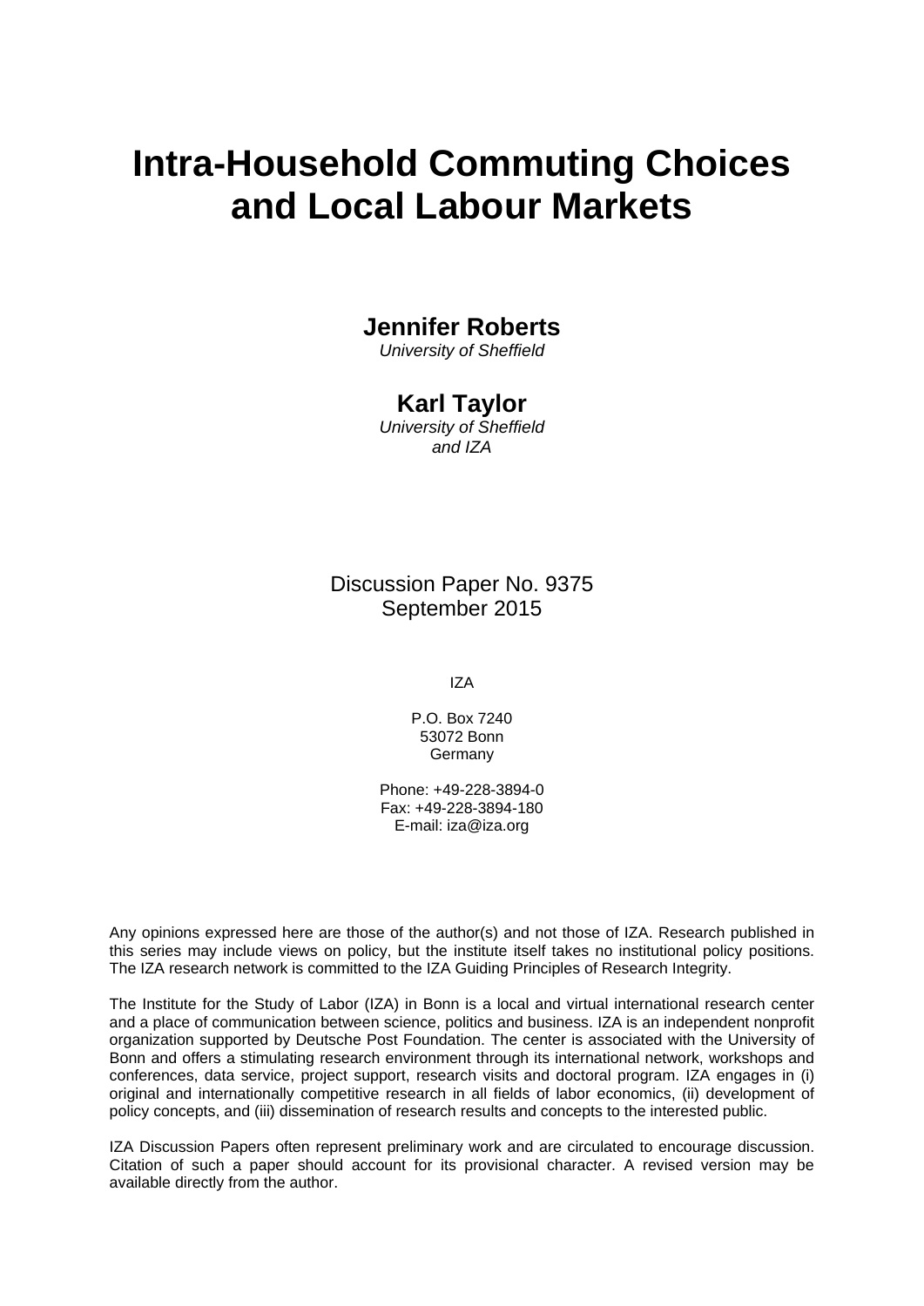# Intra-Household Commuting Choices and Local Labour Markets

**Jennifer Roberts**
*University of Sheffield*

**Karl Taylor**
*University of Sheffield and IZA*

Discussion Paper No. 9375
September 2015

IZA

P.O. Box 7240
53072 Bonn
Germany

Phone: +49-228-3894-0
Fax: +49-228-3894-180
E-mail: iza@iza.org

Any opinions expressed here are those of the author(s) and not those of IZA. Research published in this series may include views on policy, but the institute itself takes no institutional policy positions. The IZA research network is committed to the IZA Guiding Principles of Research Integrity.

The Institute for the Study of Labor (IZA) in Bonn is a local and virtual international research center and a place of communication between science, politics and business. IZA is an independent nonprofit organization supported by Deutsche Post Foundation. The center is associated with the University of Bonn and offers a stimulating research environment through its international network, workshops and conferences, data service, project support, research visits and doctoral program. IZA engages in (i) original and internationally competitive research in all fields of labor economics, (ii) development of policy concepts, and (iii) dissemination of research results and concepts to the interested public.

IZA Discussion Papers often represent preliminary work and are circulated to encourage discussion. Citation of such a paper should account for its provisional character. A revised version may be available directly from the author.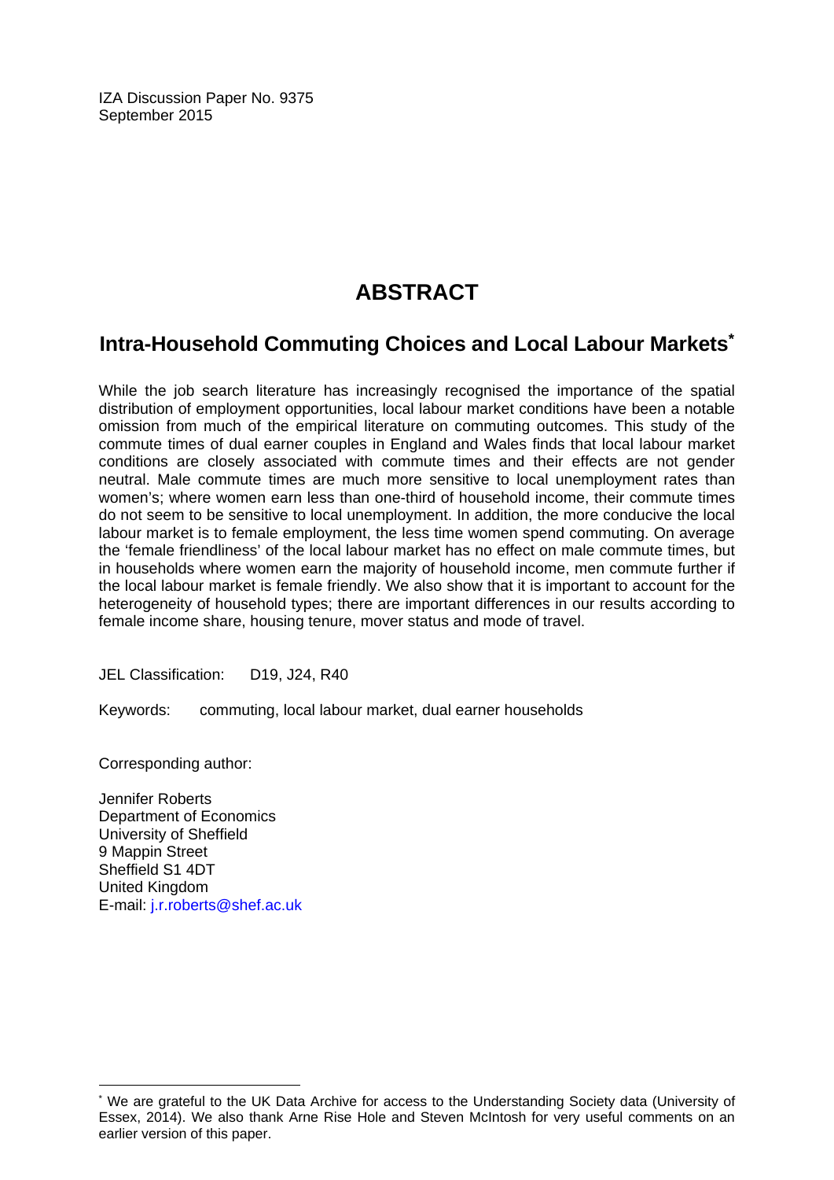IZA Discussion Paper No. 9375
September 2015

# ABSTRACT

## Intra-Household Commuting Choices and Local Labour Markets*

While the job search literature has increasingly recognised the importance of the spatial distribution of employment opportunities, local labour market conditions have been a notable omission from much of the empirical literature on commuting outcomes. This study of the commute times of dual earner couples in England and Wales finds that local labour market conditions are closely associated with commute times and their effects are not gender neutral. Male commute times are much more sensitive to local unemployment rates than women's; where women earn less than one-third of household income, their commute times do not seem to be sensitive to local unemployment. In addition, the more conducive the local labour market is to female employment, the less time women spend commuting. On average the 'female friendliness' of the local labour market has no effect on male commute times, but in households where women earn the majority of household income, men commute further if the local labour market is female friendly. We also show that it is important to account for the heterogeneity of household types; there are important differences in our results according to female income share, housing tenure, mover status and mode of travel.

JEL Classification: D19, J24, R40

Keywords: commuting, local labour market, dual earner households

Corresponding author:

Jennifer Roberts
Department of Economics
University of Sheffield
9 Mappin Street
Sheffield S1 4DT
United Kingdom
E-mail: j.r.roberts@shef.ac.uk

---

* We are grateful to the UK Data Archive for access to the Understanding Society data (University of Essex, 2014). We also thank Arne Rise Hole and Steven McIntosh for very useful comments on an earlier version of this paper.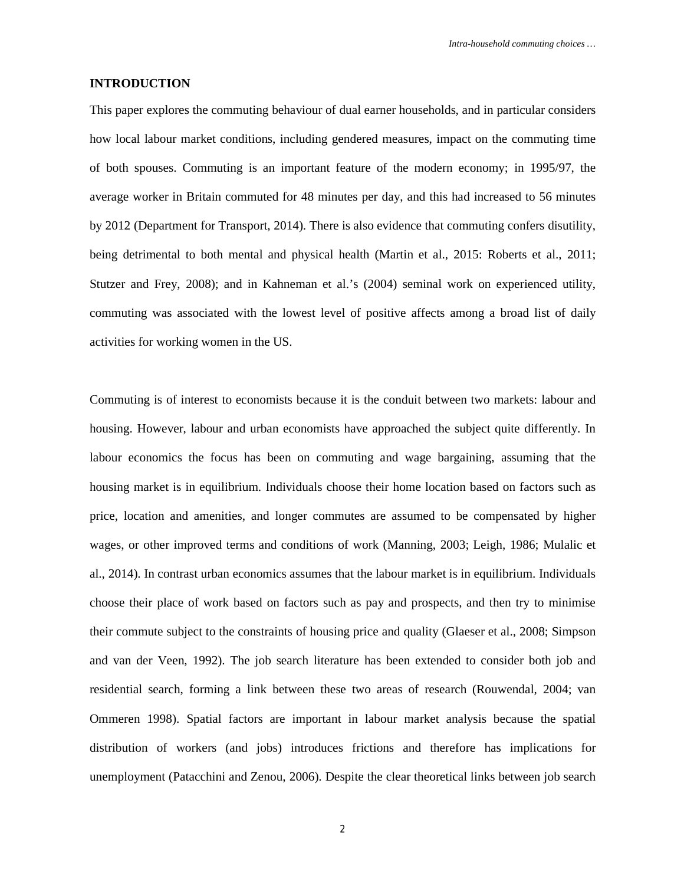## INTRODUCTION

This paper explores the commuting behaviour of dual earner households, and in particular considers how local labour market conditions, including gendered measures, impact on the commuting time of both spouses. Commuting is an important feature of the modern economy; in 1995/97, the average worker in Britain commuted for 48 minutes per day, and this had increased to 56 minutes by 2012 (Department for Transport, 2014). There is also evidence that commuting confers disutility, being detrimental to both mental and physical health (Martin et al., 2015: Roberts et al., 2011; Stutzer and Frey, 2008); and in Kahneman et al.'s (2004) seminal work on experienced utility, commuting was associated with the lowest level of positive affects among a broad list of daily activities for working women in the US.

Commuting is of interest to economists because it is the conduit between two markets: labour and housing. However, labour and urban economists have approached the subject quite differently. In labour economics the focus has been on commuting and wage bargaining, assuming that the housing market is in equilibrium. Individuals choose their home location based on factors such as price, location and amenities, and longer commutes are assumed to be compensated by higher wages, or other improved terms and conditions of work (Manning, 2003; Leigh, 1986; Mulalic et al., 2014). In contrast urban economics assumes that the labour market is in equilibrium. Individuals choose their place of work based on factors such as pay and prospects, and then try to minimise their commute subject to the constraints of housing price and quality (Glaeser et al., 2008; Simpson and van der Veen, 1992). The job search literature has been extended to consider both job and residential search, forming a link between these two areas of research (Rouwendal, 2004; van Ommeren 1998). Spatial factors are important in labour market analysis because the spatial distribution of workers (and jobs) introduces frictions and therefore has implications for unemployment (Patacchini and Zenou, 2006). Despite the clear theoretical links between job search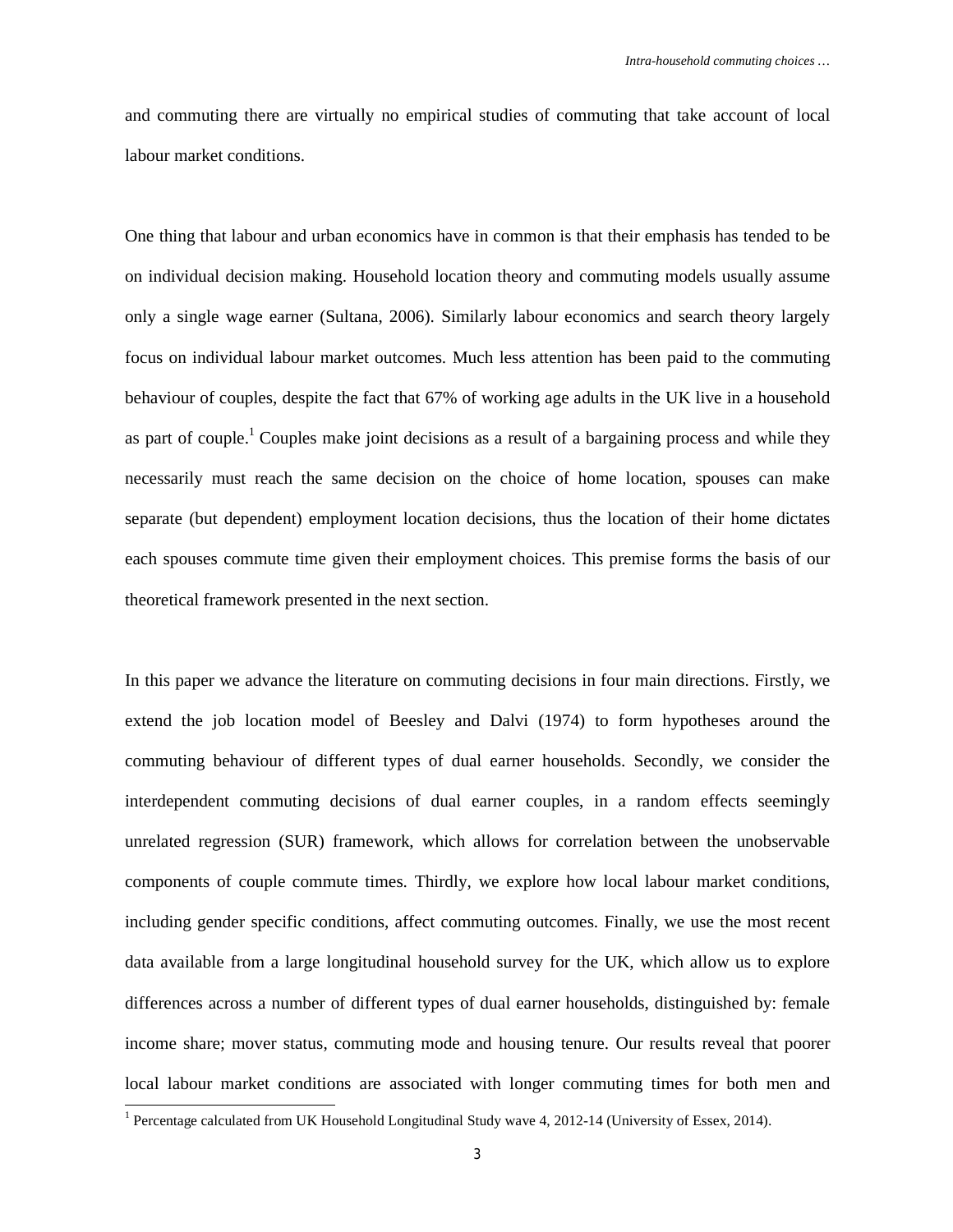and commuting there are virtually no empirical studies of commuting that take account of local labour market conditions.

One thing that labour and urban economics have in common is that their emphasis has tended to be on individual decision making. Household location theory and commuting models usually assume only a single wage earner (Sultana, 2006). Similarly labour economics and search theory largely focus on individual labour market outcomes. Much less attention has been paid to the commuting behaviour of couples, despite the fact that 67% of working age adults in the UK live in a household as part of couple.[1] Couples make joint decisions as a result of a bargaining process and while they necessarily must reach the same decision on the choice of home location, spouses can make separate (but dependent) employment location decisions, thus the location of their home dictates each spouses commute time given their employment choices. This premise forms the basis of our theoretical framework presented in the next section.

In this paper we advance the literature on commuting decisions in four main directions. Firstly, we extend the job location model of Beesley and Dalvi (1974) to form hypotheses around the commuting behaviour of different types of dual earner households. Secondly, we consider the interdependent commuting decisions of dual earner couples, in a random effects seemingly unrelated regression (SUR) framework, which allows for correlation between the unobservable components of couple commute times. Thirdly, we explore how local labour market conditions, including gender specific conditions, affect commuting outcomes. Finally, we use the most recent data available from a large longitudinal household survey for the UK, which allow us to explore differences across a number of different types of dual earner households, distinguished by: female income share; mover status, commuting mode and housing tenure. Our results reveal that poorer local labour market conditions are associated with longer commuting times for both men and

[1] Percentage calculated from UK Household Longitudinal Study wave 4, 2012-14 (University of Essex, 2014).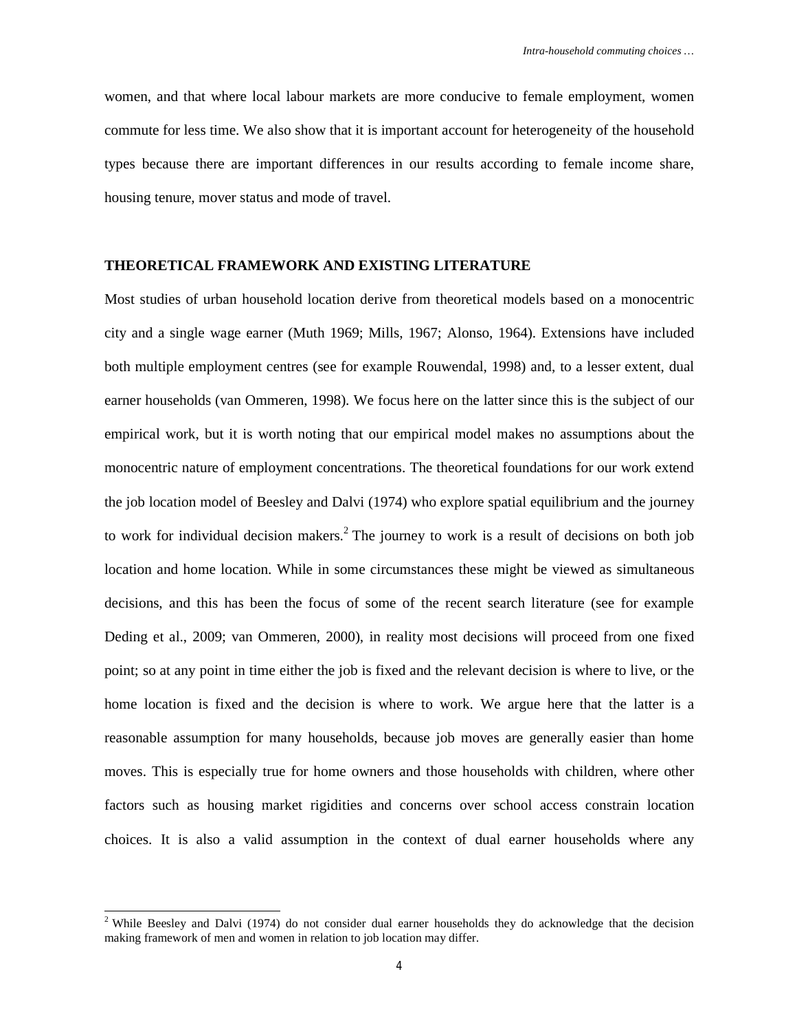women, and that where local labour markets are more conducive to female employment, women commute for less time. We also show that it is important account for heterogeneity of the household types because there are important differences in our results according to female income share, housing tenure, mover status and mode of travel.

## THEORETICAL FRAMEWORK AND EXISTING LITERATURE

Most studies of urban household location derive from theoretical models based on a monocentric city and a single wage earner (Muth 1969; Mills, 1967; Alonso, 1964). Extensions have included both multiple employment centres (see for example Rouwendal, 1998) and, to a lesser extent, dual earner households (van Ommeren, 1998). We focus here on the latter since this is the subject of our empirical work, but it is worth noting that our empirical model makes no assumptions about the monocentric nature of employment concentrations. The theoretical foundations for our work extend the job location model of Beesley and Dalvi (1974) who explore spatial equilibrium and the journey to work for individual decision makers.[2] The journey to work is a result of decisions on both job location and home location. While in some circumstances these might be viewed as simultaneous decisions, and this has been the focus of some of the recent search literature (see for example Deding et al., 2009; van Ommeren, 2000), in reality most decisions will proceed from one fixed point; so at any point in time either the job is fixed and the relevant decision is where to live, or the home location is fixed and the decision is where to work. We argue here that the latter is a reasonable assumption for many households, because job moves are generally easier than home moves. This is especially true for home owners and those households with children, where other factors such as housing market rigidities and concerns over school access constrain location choices. It is also a valid assumption in the context of dual earner households where any

[2] While Beesley and Dalvi (1974) do not consider dual earner households they do acknowledge that the decision making framework of men and women in relation to job location may differ.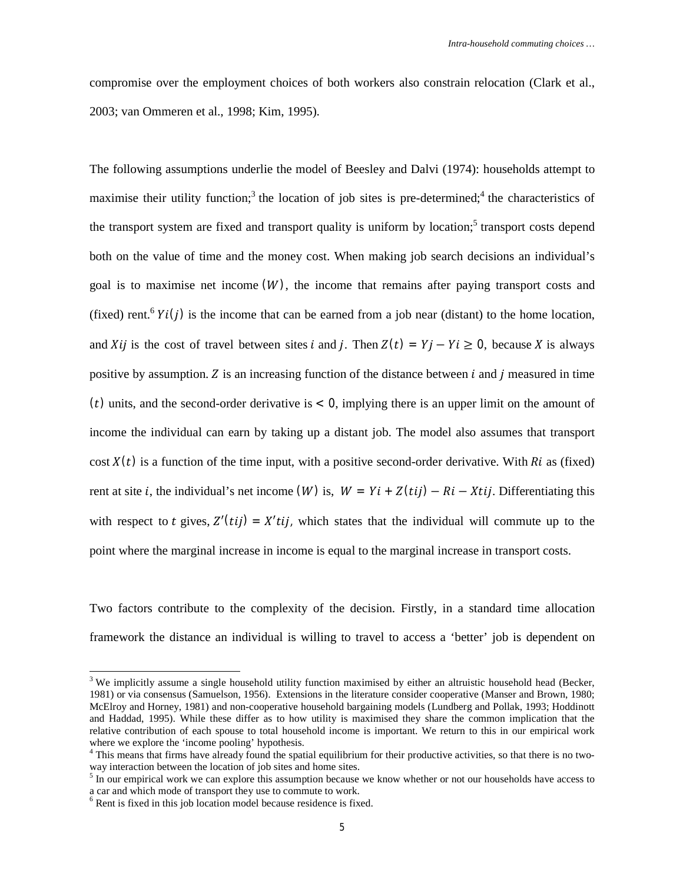compromise over the employment choices of both workers also constrain relocation (Clark et al., 2003; van Ommeren et al., 1998; Kim, 1995).

The following assumptions underlie the model of Beesley and Dalvi (1974): households attempt to maximise their utility function;[3] the location of job sites is pre-determined;[4] the characteristics of the transport system are fixed and transport quality is uniform by location;[5] transport costs depend both on the value of time and the money cost. When making job search decisions an individual's goal is to maximise net income $(W)$, the income that remains after paying transport costs and (fixed) rent.[6] $Yi(j)$ is the income that can be earned from a job near (distant) to the home location, and $Xij$ is the cost of travel between sites $i$ and $j$. Then $Z(t) = Yj - Yi \geq 0$, because $X$ is always positive by assumption. $Z$ is an increasing function of the distance between $i$ and $j$ measured in time $(t)$ units, and the second-order derivative is $< 0$, implying there is an upper limit on the amount of income the individual can earn by taking up a distant job. The model also assumes that transport cost $X(t)$ is a function of the time input, with a positive second-order derivative. With $Ri$ as (fixed) rent at site $i$, the individual's net income $(W)$ is, $W = Yi + Z(tij) - Ri - Xtij$. Differentiating this with respect to $t$ gives, $Z'(tij) = X'tij$, which states that the individual will commute up to the point where the marginal increase in income is equal to the marginal increase in transport costs.

Two factors contribute to the complexity of the decision. Firstly, in a standard time allocation framework the distance an individual is willing to travel to access a 'better' job is dependent on

[3] We implicitly assume a single household utility function maximised by either an altruistic household head (Becker, 1981) or via consensus (Samuelson, 1956). Extensions in the literature consider cooperative (Manser and Brown, 1980; McElroy and Horney, 1981) and non-cooperative household bargaining models (Lundberg and Pollak, 1993; Hoddinott and Haddad, 1995). While these differ as to how utility is maximised they share the common implication that the relative contribution of each spouse to total household income is important. We return to this in our empirical work where we explore the 'income pooling' hypothesis.

[4] This means that firms have already found the spatial equilibrium for their productive activities, so that there is no two-way interaction between the location of job sites and home sites.

[5] In our empirical work we can explore this assumption because we know whether or not our households have access to a car and which mode of transport they use to commute to work.

[6] Rent is fixed in this job location model because residence is fixed.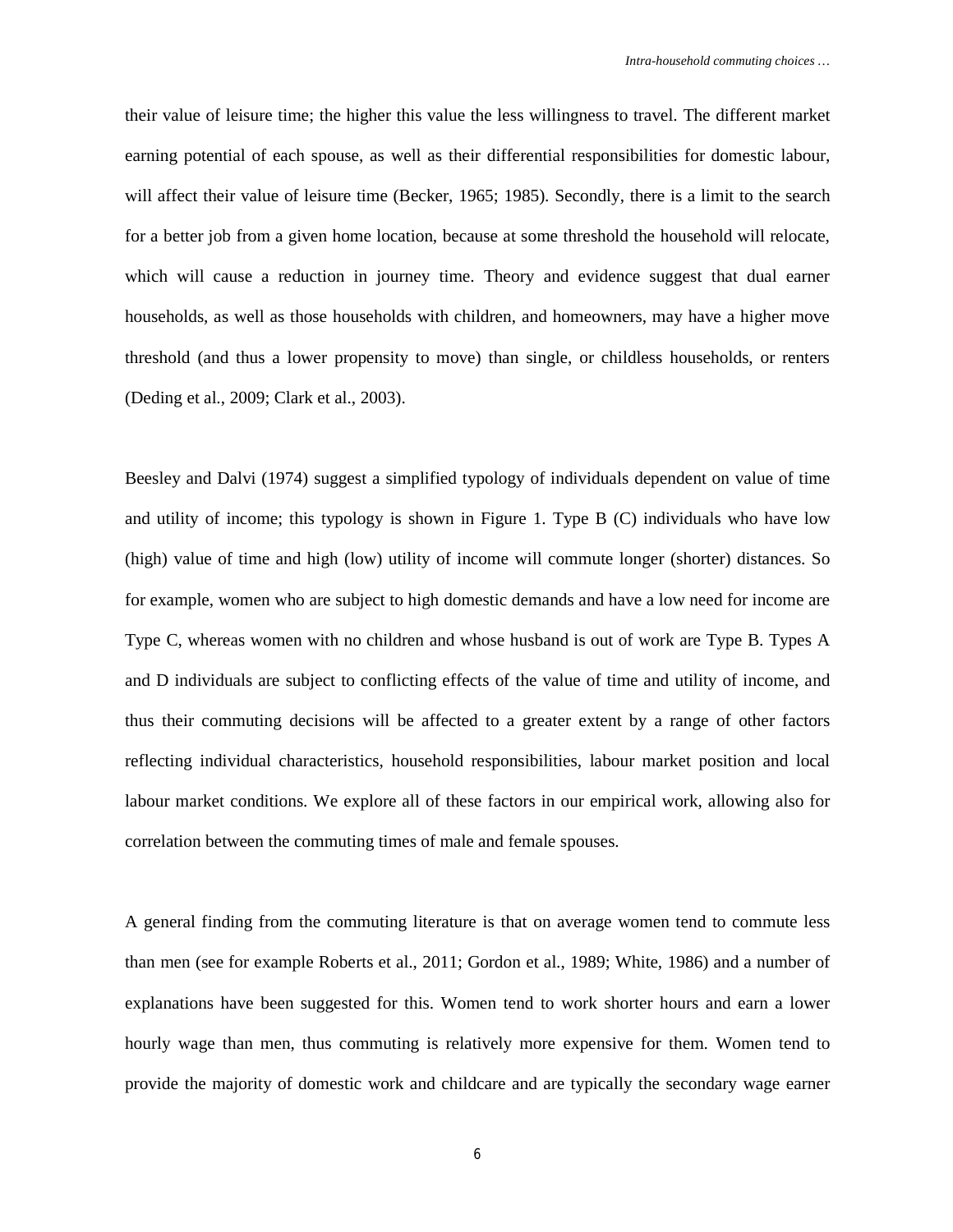their value of leisure time; the higher this value the less willingness to travel. The different market earning potential of each spouse, as well as their differential responsibilities for domestic labour, will affect their value of leisure time (Becker, 1965; 1985). Secondly, there is a limit to the search for a better job from a given home location, because at some threshold the household will relocate, which will cause a reduction in journey time. Theory and evidence suggest that dual earner households, as well as those households with children, and homeowners, may have a higher move threshold (and thus a lower propensity to move) than single, or childless households, or renters (Deding et al., 2009; Clark et al., 2003).

Beesley and Dalvi (1974) suggest a simplified typology of individuals dependent on value of time and utility of income; this typology is shown in Figure 1. Type B (C) individuals who have low (high) value of time and high (low) utility of income will commute longer (shorter) distances. So for example, women who are subject to high domestic demands and have a low need for income are Type C, whereas women with no children and whose husband is out of work are Type B. Types A and D individuals are subject to conflicting effects of the value of time and utility of income, and thus their commuting decisions will be affected to a greater extent by a range of other factors reflecting individual characteristics, household responsibilities, labour market position and local labour market conditions. We explore all of these factors in our empirical work, allowing also for correlation between the commuting times of male and female spouses.

A general finding from the commuting literature is that on average women tend to commute less than men (see for example Roberts et al., 2011; Gordon et al., 1989; White, 1986) and a number of explanations have been suggested for this. Women tend to work shorter hours and earn a lower hourly wage than men, thus commuting is relatively more expensive for them. Women tend to provide the majority of domestic work and childcare and are typically the secondary wage earner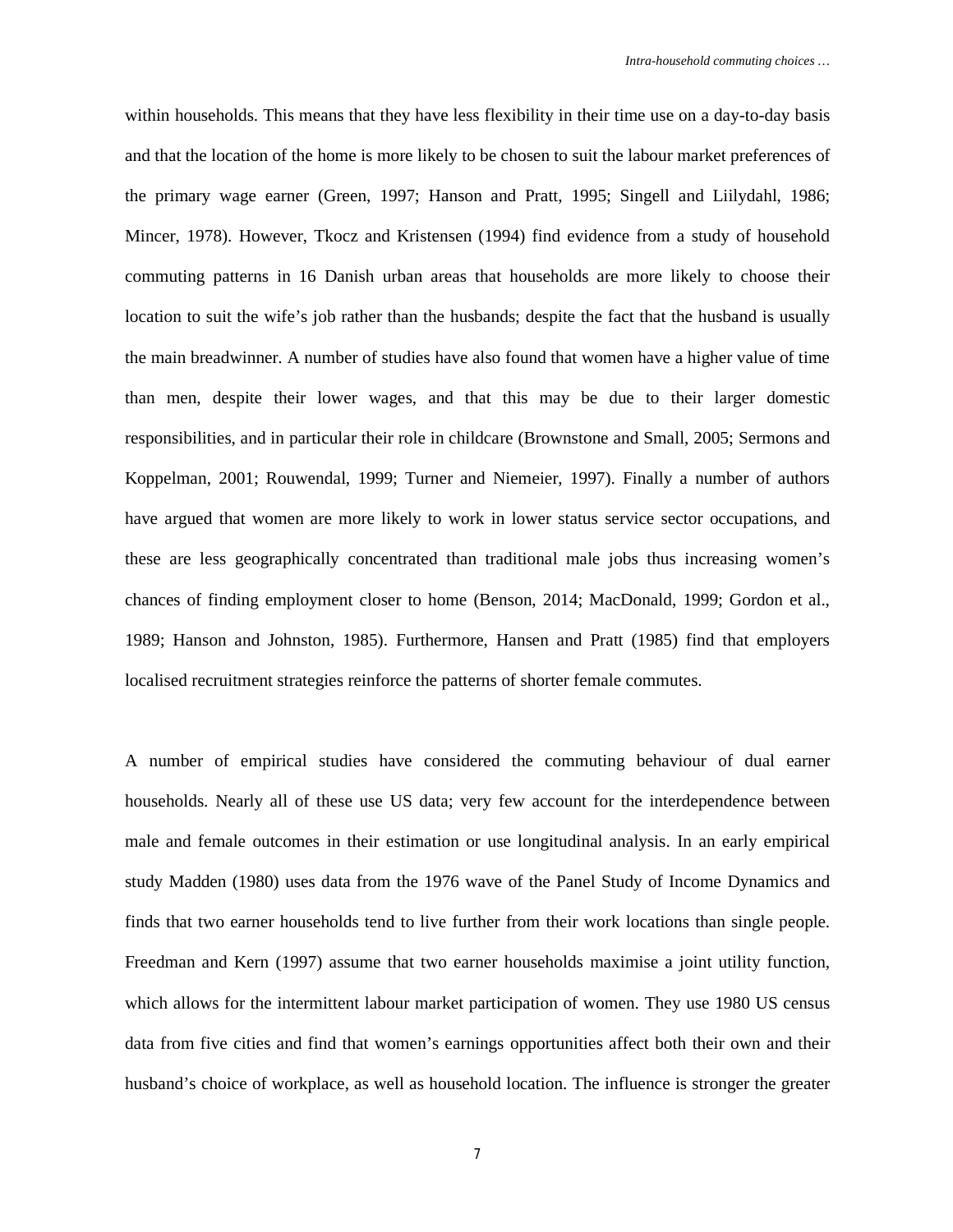within households. This means that they have less flexibility in their time use on a day-to-day basis and that the location of the home is more likely to be chosen to suit the labour market preferences of the primary wage earner (Green, 1997; Hanson and Pratt, 1995; Singell and Liilydahl, 1986; Mincer, 1978). However, Tkocz and Kristensen (1994) find evidence from a study of household commuting patterns in 16 Danish urban areas that households are more likely to choose their location to suit the wife's job rather than the husbands; despite the fact that the husband is usually the main breadwinner. A number of studies have also found that women have a higher value of time than men, despite their lower wages, and that this may be due to their larger domestic responsibilities, and in particular their role in childcare (Brownstone and Small, 2005; Sermons and Koppelman, 2001; Rouwendal, 1999; Turner and Niemeier, 1997). Finally a number of authors have argued that women are more likely to work in lower status service sector occupations, and these are less geographically concentrated than traditional male jobs thus increasing women's chances of finding employment closer to home (Benson, 2014; MacDonald, 1999; Gordon et al., 1989; Hanson and Johnston, 1985). Furthermore, Hansen and Pratt (1985) find that employers localised recruitment strategies reinforce the patterns of shorter female commutes.

A number of empirical studies have considered the commuting behaviour of dual earner households. Nearly all of these use US data; very few account for the interdependence between male and female outcomes in their estimation or use longitudinal analysis. In an early empirical study Madden (1980) uses data from the 1976 wave of the Panel Study of Income Dynamics and finds that two earner households tend to live further from their work locations than single people. Freedman and Kern (1997) assume that two earner households maximise a joint utility function, which allows for the intermittent labour market participation of women. They use 1980 US census data from five cities and find that women's earnings opportunities affect both their own and their husband's choice of workplace, as well as household location. The influence is stronger the greater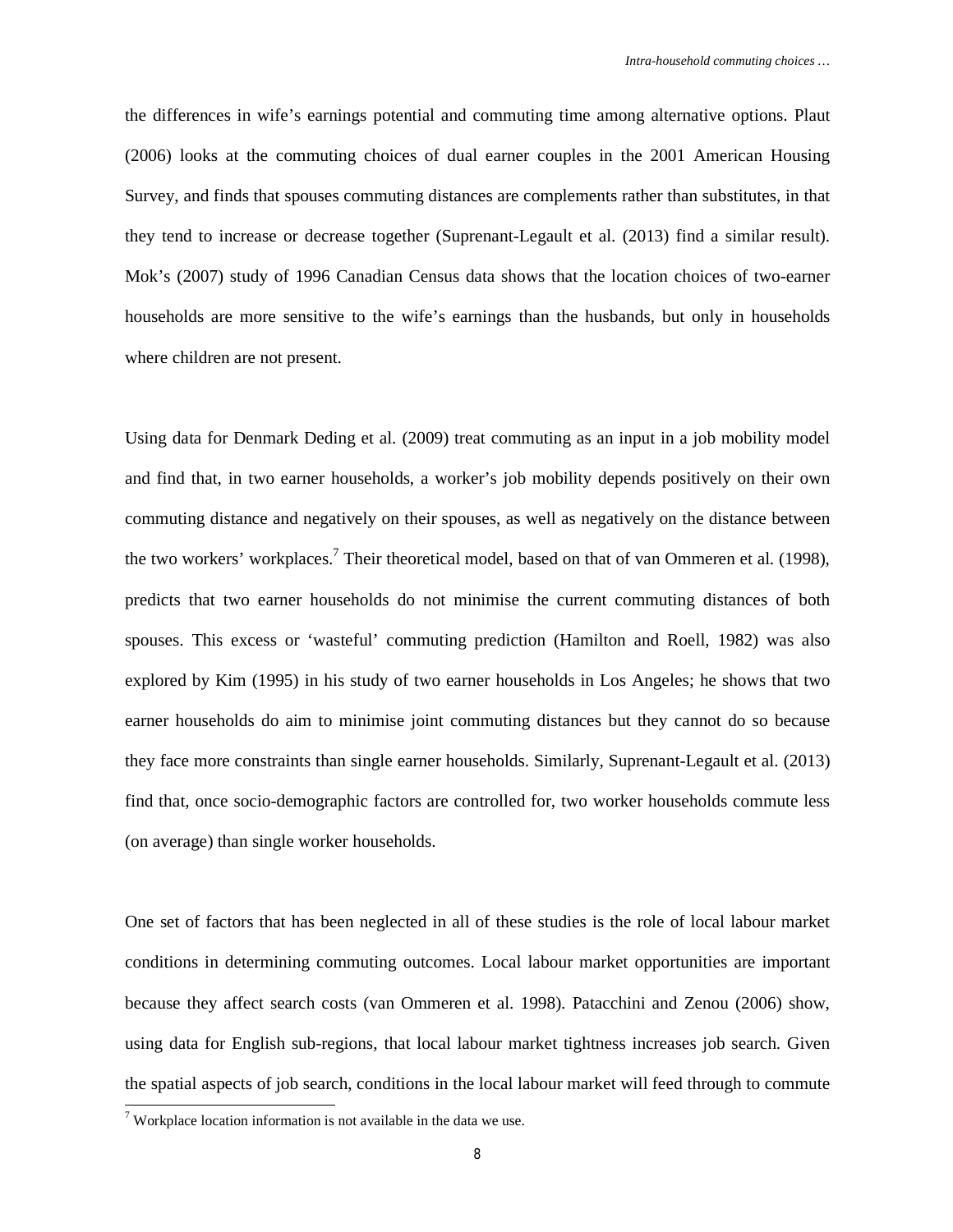the differences in wife's earnings potential and commuting time among alternative options. Plaut (2006) looks at the commuting choices of dual earner couples in the 2001 American Housing Survey, and finds that spouses commuting distances are complements rather than substitutes, in that they tend to increase or decrease together (Suprenant-Legault et al. (2013) find a similar result). Mok's (2007) study of 1996 Canadian Census data shows that the location choices of two-earner households are more sensitive to the wife's earnings than the husbands, but only in households where children are not present.

Using data for Denmark Deding et al. (2009) treat commuting as an input in a job mobility model and find that, in two earner households, a worker's job mobility depends positively on their own commuting distance and negatively on their spouses, as well as negatively on the distance between the two workers' workplaces.[7] Their theoretical model, based on that of van Ommeren et al. (1998), predicts that two earner households do not minimise the current commuting distances of both spouses. This excess or 'wasteful' commuting prediction (Hamilton and Roell, 1982) was also explored by Kim (1995) in his study of two earner households in Los Angeles; he shows that two earner households do aim to minimise joint commuting distances but they cannot do so because they face more constraints than single earner households. Similarly, Suprenant-Legault et al. (2013) find that, once socio-demographic factors are controlled for, two worker households commute less (on average) than single worker households.

One set of factors that has been neglected in all of these studies is the role of local labour market conditions in determining commuting outcomes. Local labour market opportunities are important because they affect search costs (van Ommeren et al. 1998). Patacchini and Zenou (2006) show, using data for English sub-regions, that local labour market tightness increases job search. Given the spatial aspects of job search, conditions in the local labour market will feed through to commute

[7] Workplace location information is not available in the data we use.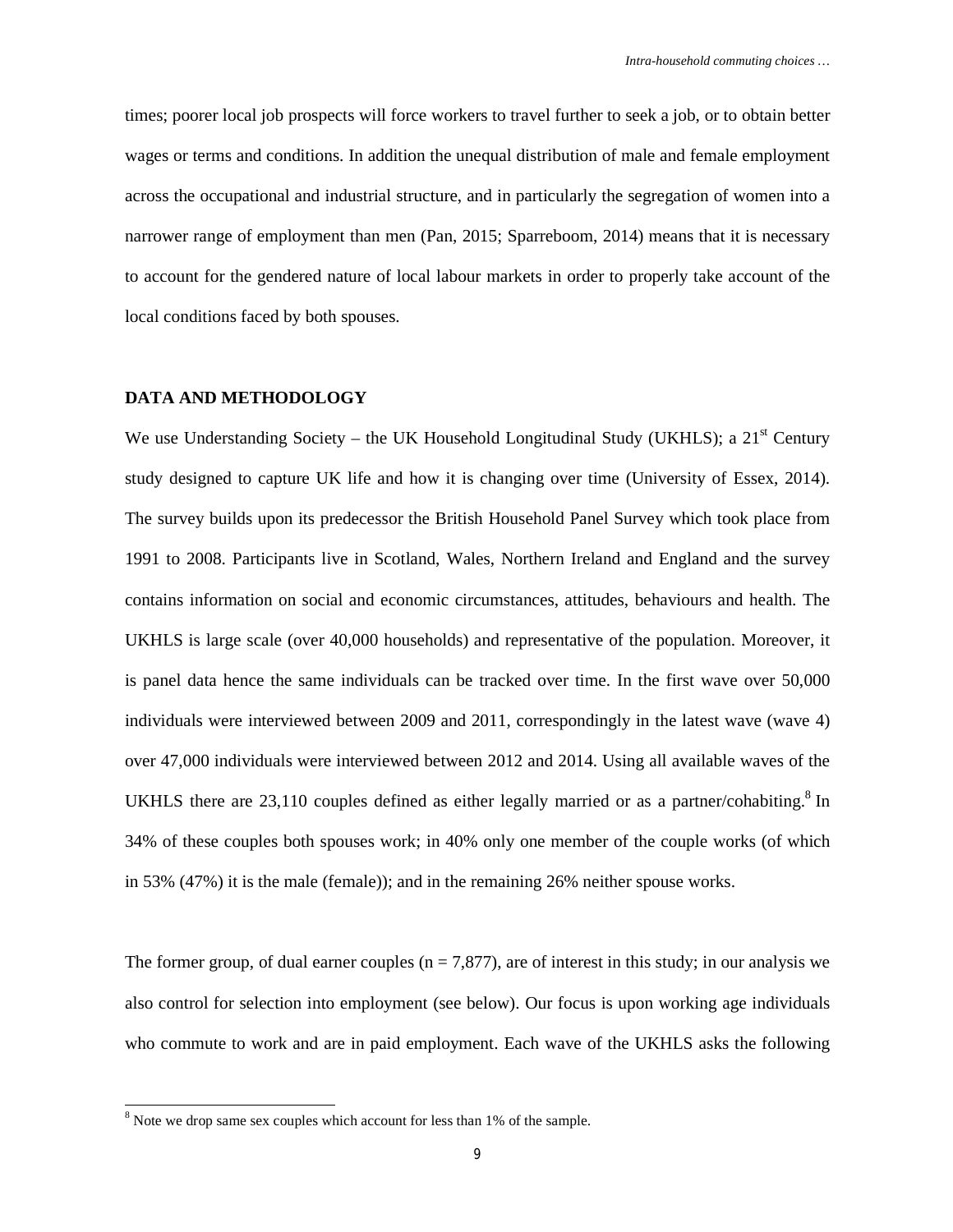times; poorer local job prospects will force workers to travel further to seek a job, or to obtain better wages or terms and conditions. In addition the unequal distribution of male and female employment across the occupational and industrial structure, and in particularly the segregation of women into a narrower range of employment than men (Pan, 2015; Sparreboom, 2014) means that it is necessary to account for the gendered nature of local labour markets in order to properly take account of the local conditions faced by both spouses.

## DATA AND METHODOLOGY

We use Understanding Society – the UK Household Longitudinal Study (UKHLS); a 21st Century study designed to capture UK life and how it is changing over time (University of Essex, 2014). The survey builds upon its predecessor the British Household Panel Survey which took place from 1991 to 2008. Participants live in Scotland, Wales, Northern Ireland and England and the survey contains information on social and economic circumstances, attitudes, behaviours and health. The UKHLS is large scale (over 40,000 households) and representative of the population. Moreover, it is panel data hence the same individuals can be tracked over time. In the first wave over 50,000 individuals were interviewed between 2009 and 2011, correspondingly in the latest wave (wave 4) over 47,000 individuals were interviewed between 2012 and 2014. Using all available waves of the UKHLS there are 23,110 couples defined as either legally married or as a partner/cohabiting.[8] In 34% of these couples both spouses work; in 40% only one member of the couple works (of which in 53% (47%) it is the male (female)); and in the remaining 26% neither spouse works.

The former group, of dual earner couples (n = 7,877), are of interest in this study; in our analysis we also control for selection into employment (see below). Our focus is upon working age individuals who commute to work and are in paid employment. Each wave of the UKHLS asks the following

[8] Note we drop same sex couples which account for less than 1% of the sample.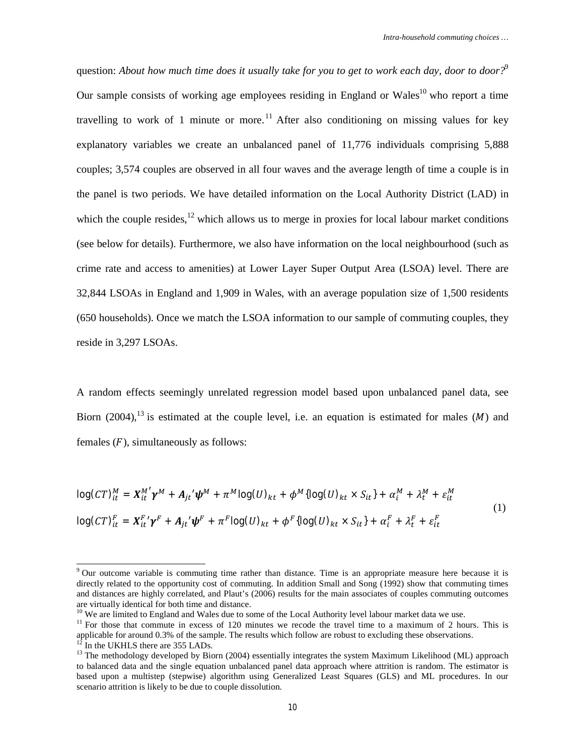question: *About how much time does it usually take for you to get to work each day, door to door?*[9] Our sample consists of working age employees residing in England or Wales[10] who report a time travelling to work of 1 minute or more.[11] After also conditioning on missing values for key explanatory variables we create an unbalanced panel of 11,776 individuals comprising 5,888 couples; 3,574 couples are observed in all four waves and the average length of time a couple is in the panel is two periods. We have detailed information on the Local Authority District (LAD) in which the couple resides,[12] which allows us to merge in proxies for local labour market conditions (see below for details). Furthermore, we also have information on the local neighbourhood (such as crime rate and access to amenities) at Lower Layer Super Output Area (LSOA) level. There are 32,844 LSOAs in England and 1,909 in Wales, with an average population size of 1,500 residents (650 households). Once we match the LSOA information to our sample of commuting couples, they reside in 3,297 LSOAs.

A random effects seemingly unrelated regression model based upon unbalanced panel data, see Biorn (2004),[13] is estimated at the couple level, i.e. an equation is estimated for males ($M$) and females ($F$), simultaneously as follows:

$$
\begin{aligned}
\log(CT)_{it}^{M} &= \boldsymbol{X}_{it}^{M\prime}\boldsymbol{\gamma}^{M} + \boldsymbol{A}_{jt}{}'\boldsymbol{\psi}^{M} + \pi^{M}\log(U)_{kt} + \phi^{M}\{\log(U)_{kt} \times S_{it}\} + \alpha_{i}^{M} + \lambda_{t}^{M} + \varepsilon_{it}^{M} \\
\log(CT)_{it}^{F} &= \boldsymbol{X}_{it}^{F}{}'\boldsymbol{\gamma}^{F} + \boldsymbol{A}_{jt}{}'\boldsymbol{\psi}^{F} + \pi^{F}\log(U)_{kt} + \phi^{F}\{\log(U)_{kt} \times S_{it}\} + \alpha_{i}^{F} + \lambda_{t}^{F} + \varepsilon_{it}^{F}
\end{aligned} \tag{1}
$$

---

[9] Our outcome variable is commuting time rather than distance. Time is an appropriate measure here because it is directly related to the opportunity cost of commuting. In addition Small and Song (1992) show that commuting times and distances are highly correlated, and Plaut's (2006) results for the main associates of couples commuting outcomes are virtually identical for both time and distance.

[10] We are limited to England and Wales due to some of the Local Authority level labour market data we use.

[11] For those that commute in excess of 120 minutes we recode the travel time to a maximum of 2 hours. This is applicable for around 0.3% of the sample. The results which follow are robust to excluding these observations.

[12] In the UKHLS there are 355 LADs.

[13] The methodology developed by Biorn (2004) essentially integrates the system Maximum Likelihood (ML) approach to balanced data and the single equation unbalanced panel data approach where attrition is random. The estimator is based upon a multistep (stepwise) algorithm using Generalized Least Squares (GLS) and ML procedures. In our scenario attrition is likely to be due to couple dissolution.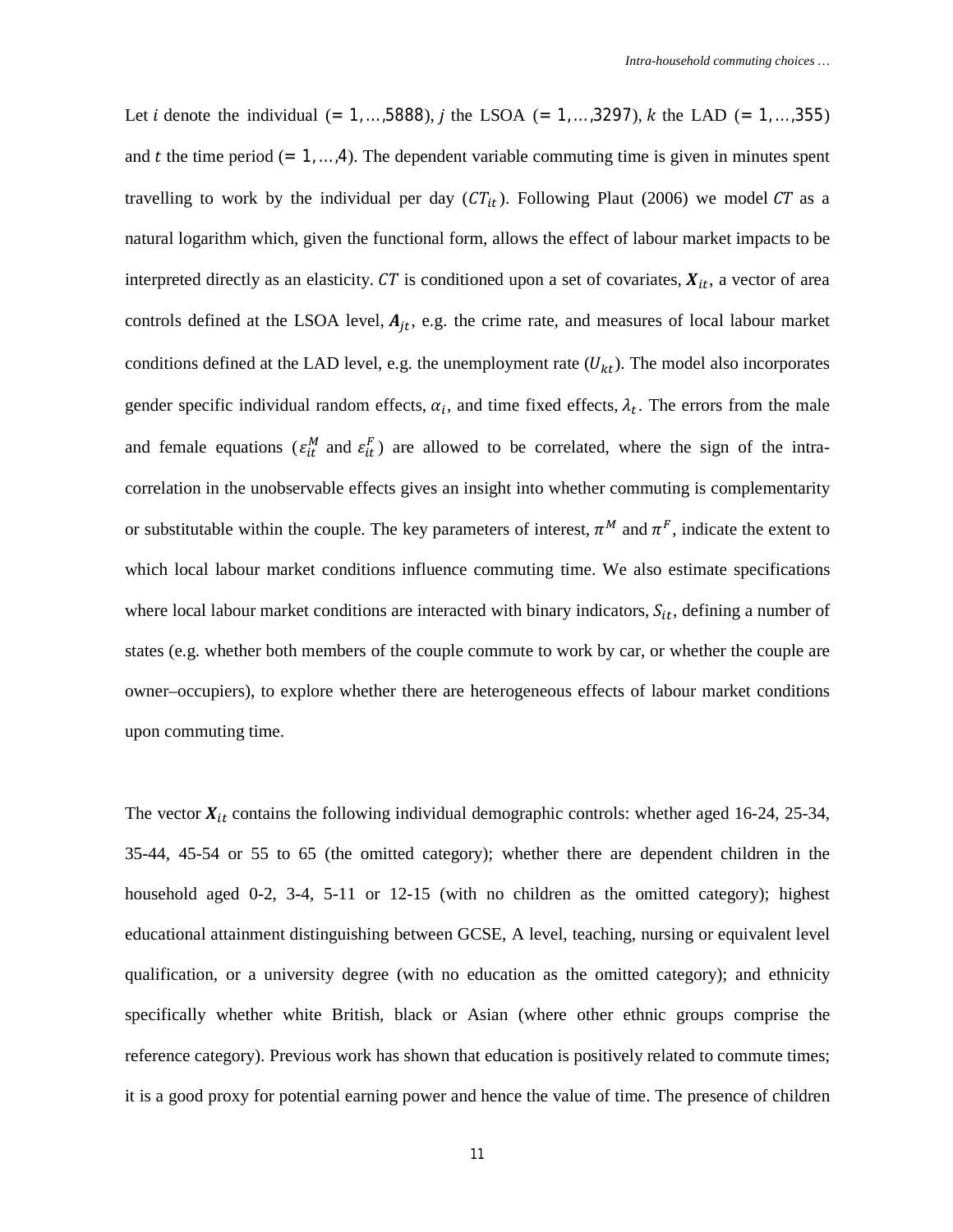Let $i$ denote the individual ($= 1, \ldots, 5888$), $j$ the LSOA ($= 1, \ldots, 3297$), $k$ the LAD ($= 1, \ldots, 355$) and $t$ the time period ($= 1, \ldots, 4$). The dependent variable commuting time is given in minutes spent travelling to work by the individual per day ($CT_{it}$). Following Plaut (2006) we model $CT$ as a natural logarithm which, given the functional form, allows the effect of labour market impacts to be interpreted directly as an elasticity. $CT$ is conditioned upon a set of covariates, $\boldsymbol{X}_{it}$, a vector of area controls defined at the LSOA level, $\boldsymbol{A}_{jt}$, e.g. the crime rate, and measures of local labour market conditions defined at the LAD level, e.g. the unemployment rate ($U_{kt}$). The model also incorporates gender specific individual random effects, $\alpha_i$, and time fixed effects, $\lambda_t$. The errors from the male and female equations ($\varepsilon_{it}^M$ and $\varepsilon_{it}^F$) are allowed to be correlated, where the sign of the intra-correlation in the unobservable effects gives an insight into whether commuting is complementarity or substitutable within the couple. The key parameters of interest, $\pi^M$ and $\pi^F$, indicate the extent to which local labour market conditions influence commuting time. We also estimate specifications where local labour market conditions are interacted with binary indicators, $S_{it}$, defining a number of states (e.g. whether both members of the couple commute to work by car, or whether the couple are owner–occupiers), to explore whether there are heterogeneous effects of labour market conditions upon commuting time.

The vector $\boldsymbol{X}_{it}$ contains the following individual demographic controls: whether aged 16-24, 25-34, 35-44, 45-54 or 55 to 65 (the omitted category); whether there are dependent children in the household aged 0-2, 3-4, 5-11 or 12-15 (with no children as the omitted category); highest educational attainment distinguishing between GCSE, A level, teaching, nursing or equivalent level qualification, or a university degree (with no education as the omitted category); and ethnicity specifically whether white British, black or Asian (where other ethnic groups comprise the reference category). Previous work has shown that education is positively related to commute times; it is a good proxy for potential earning power and hence the value of time. The presence of children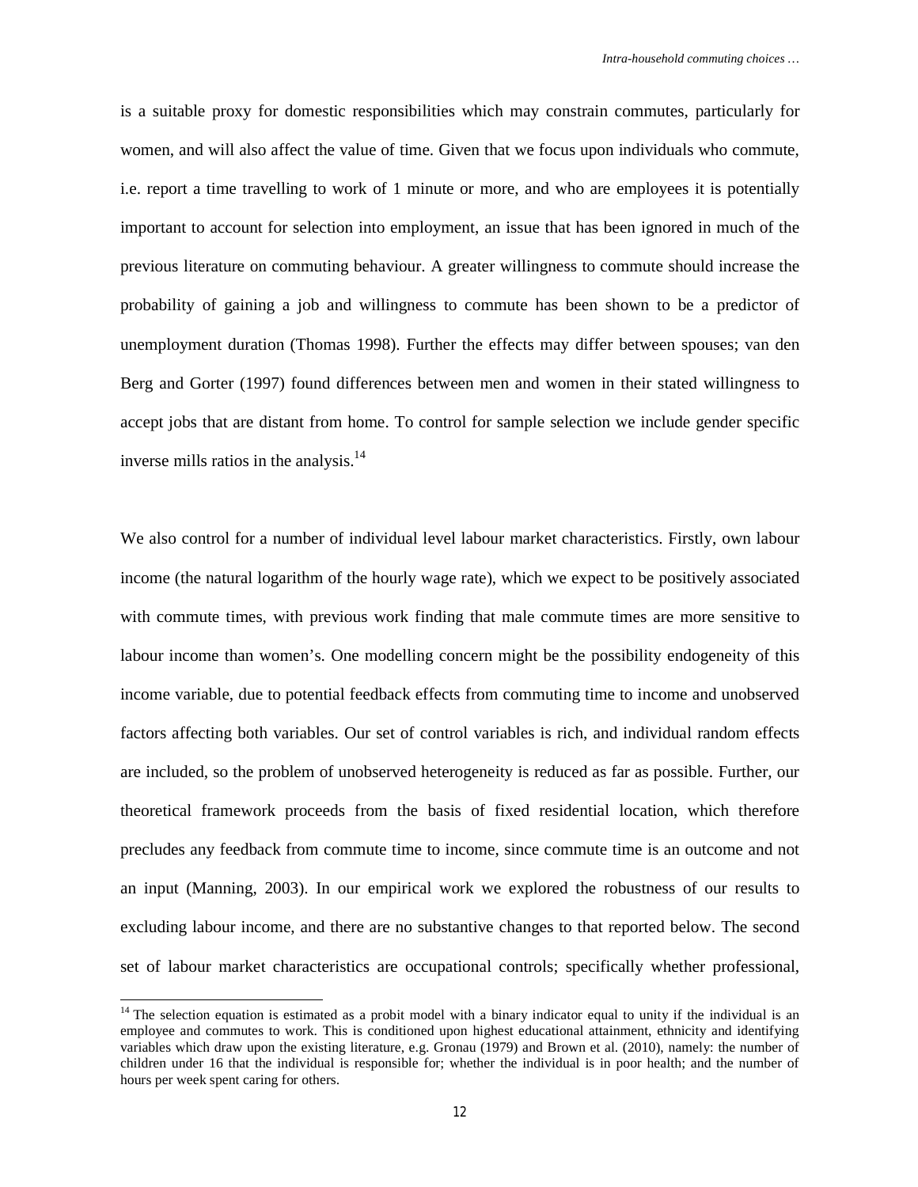is a suitable proxy for domestic responsibilities which may constrain commutes, particularly for women, and will also affect the value of time. Given that we focus upon individuals who commute, i.e. report a time travelling to work of 1 minute or more, and who are employees it is potentially important to account for selection into employment, an issue that has been ignored in much of the previous literature on commuting behaviour. A greater willingness to commute should increase the probability of gaining a job and willingness to commute has been shown to be a predictor of unemployment duration (Thomas 1998). Further the effects may differ between spouses; van den Berg and Gorter (1997) found differences between men and women in their stated willingness to accept jobs that are distant from home. To control for sample selection we include gender specific inverse mills ratios in the analysis.[14]

We also control for a number of individual level labour market characteristics. Firstly, own labour income (the natural logarithm of the hourly wage rate), which we expect to be positively associated with commute times, with previous work finding that male commute times are more sensitive to labour income than women's. One modelling concern might be the possibility endogeneity of this income variable, due to potential feedback effects from commuting time to income and unobserved factors affecting both variables. Our set of control variables is rich, and individual random effects are included, so the problem of unobserved heterogeneity is reduced as far as possible. Further, our theoretical framework proceeds from the basis of fixed residential location, which therefore precludes any feedback from commute time to income, since commute time is an outcome and not an input (Manning, 2003). In our empirical work we explored the robustness of our results to excluding labour income, and there are no substantive changes to that reported below. The second set of labour market characteristics are occupational controls; specifically whether professional,

[14] The selection equation is estimated as a probit model with a binary indicator equal to unity if the individual is an employee and commutes to work. This is conditioned upon highest educational attainment, ethnicity and identifying variables which draw upon the existing literature, e.g. Gronau (1979) and Brown et al. (2010), namely: the number of children under 16 that the individual is responsible for; whether the individual is in poor health; and the number of hours per week spent caring for others.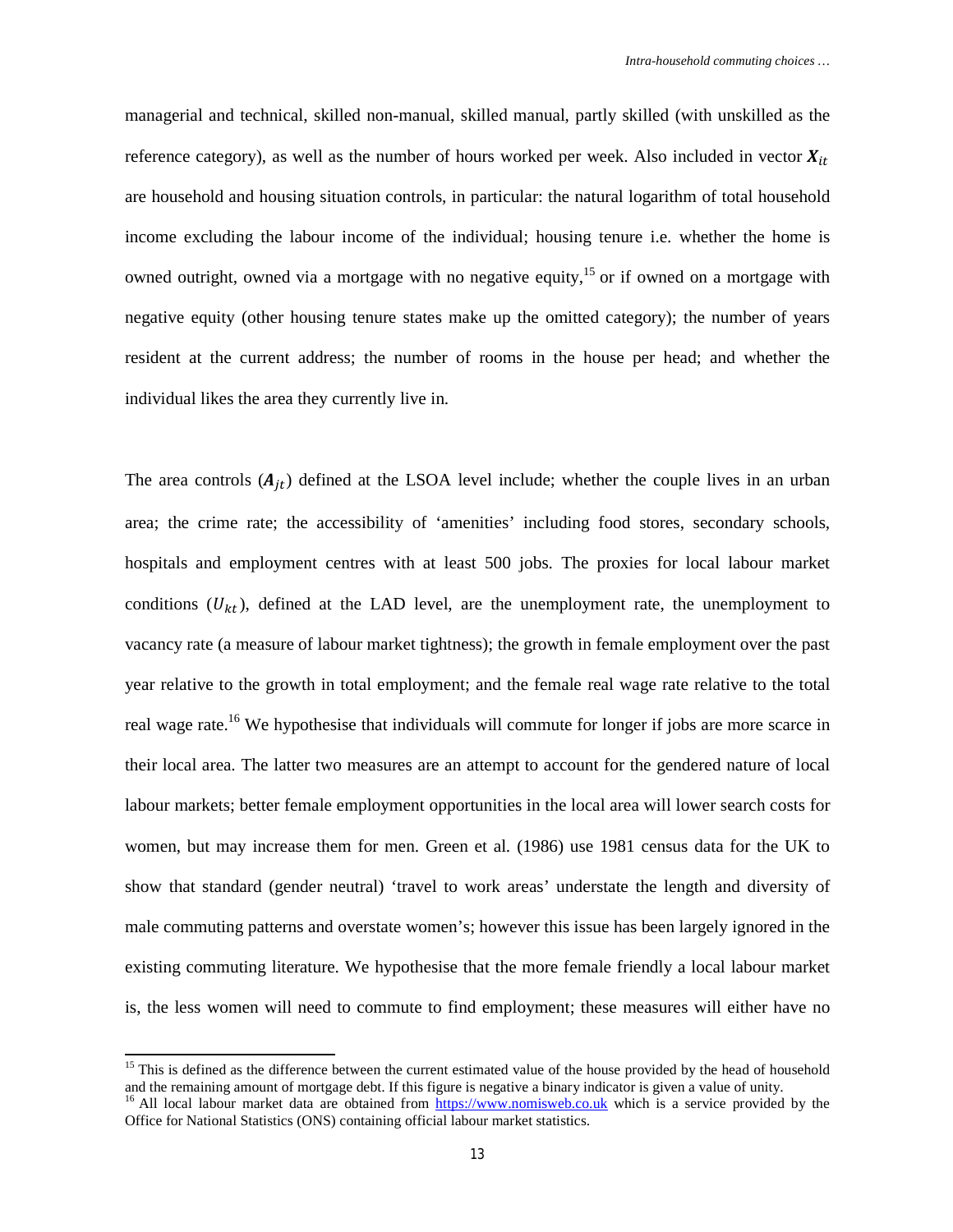managerial and technical, skilled non-manual, skilled manual, partly skilled (with unskilled as the reference category), as well as the number of hours worked per week. Also included in vector $\boldsymbol{X}_{it}$ are household and housing situation controls, in particular: the natural logarithm of total household income excluding the labour income of the individual; housing tenure i.e. whether the home is owned outright, owned via a mortgage with no negative equity,[15] or if owned on a mortgage with negative equity (other housing tenure states make up the omitted category); the number of years resident at the current address; the number of rooms in the house per head; and whether the individual likes the area they currently live in.

The area controls ($\boldsymbol{A}_{jt}$) defined at the LSOA level include; whether the couple lives in an urban area; the crime rate; the accessibility of 'amenities' including food stores, secondary schools, hospitals and employment centres with at least 500 jobs. The proxies for local labour market conditions ($U_{kt}$), defined at the LAD level, are the unemployment rate, the unemployment to vacancy rate (a measure of labour market tightness); the growth in female employment over the past year relative to the growth in total employment; and the female real wage rate relative to the total real wage rate.[16] We hypothesise that individuals will commute for longer if jobs are more scarce in their local area. The latter two measures are an attempt to account for the gendered nature of local labour markets; better female employment opportunities in the local area will lower search costs for women, but may increase them for men. Green et al. (1986) use 1981 census data for the UK to show that standard (gender neutral) 'travel to work areas' understate the length and diversity of male commuting patterns and overstate women's; however this issue has been largely ignored in the existing commuting literature. We hypothesise that the more female friendly a local labour market is, the less women will need to commute to find employment; these measures will either have no

[15] This is defined as the difference between the current estimated value of the house provided by the head of household and the remaining amount of mortgage debt. If this figure is negative a binary indicator is given a value of unity.

[16] All local labour market data are obtained from https://www.nomisweb.co.uk which is a service provided by the Office for National Statistics (ONS) containing official labour market statistics.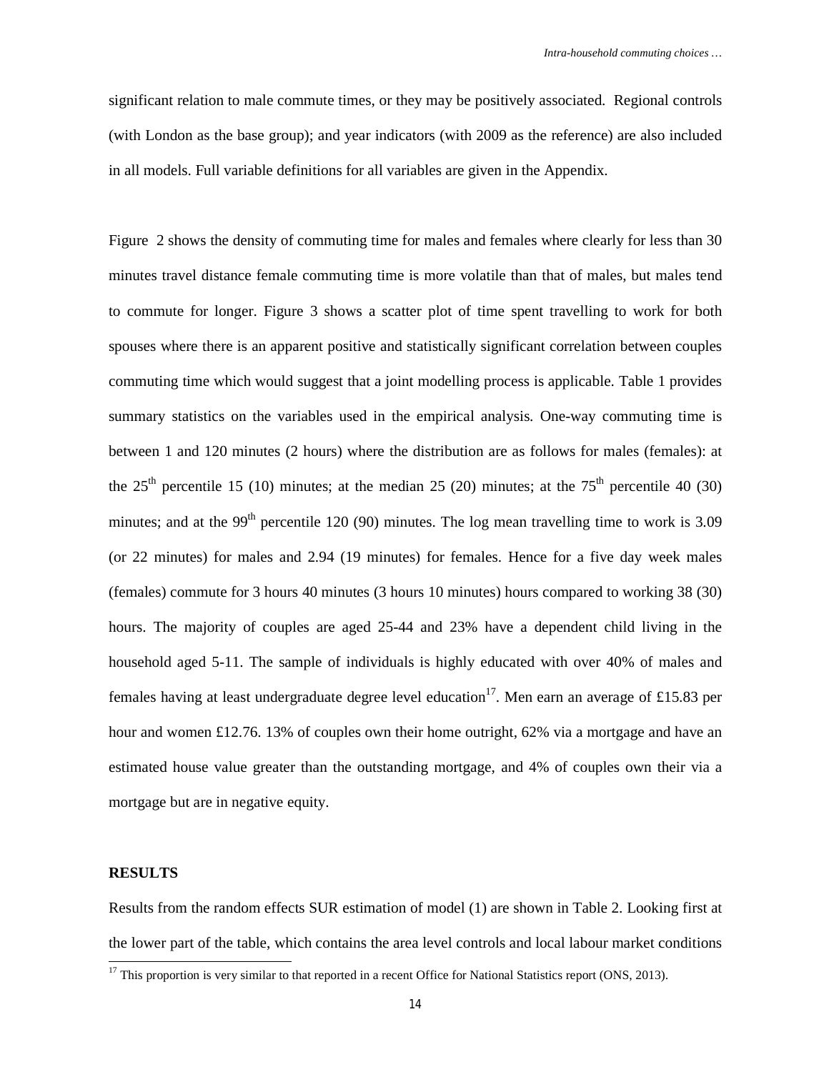significant relation to male commute times, or they may be positively associated. Regional controls (with London as the base group); and year indicators (with 2009 as the reference) are also included in all models. Full variable definitions for all variables are given in the Appendix.

Figure 2 shows the density of commuting time for males and females where clearly for less than 30 minutes travel distance female commuting time is more volatile than that of males, but males tend to commute for longer. Figure 3 shows a scatter plot of time spent travelling to work for both spouses where there is an apparent positive and statistically significant correlation between couples commuting time which would suggest that a joint modelling process is applicable. Table 1 provides summary statistics on the variables used in the empirical analysis. One-way commuting time is between 1 and 120 minutes (2 hours) where the distribution are as follows for males (females): at the 25th percentile 15 (10) minutes; at the median 25 (20) minutes; at the 75th percentile 40 (30) minutes; and at the 99th percentile 120 (90) minutes. The log mean travelling time to work is 3.09 (or 22 minutes) for males and 2.94 (19 minutes) for females. Hence for a five day week males (females) commute for 3 hours 40 minutes (3 hours 10 minutes) hours compared to working 38 (30) hours. The majority of couples are aged 25-44 and 23% have a dependent child living in the household aged 5-11. The sample of individuals is highly educated with over 40% of males and females having at least undergraduate degree level education[17]. Men earn an average of £15.83 per hour and women £12.76. 13% of couples own their home outright, 62% via a mortgage and have an estimated house value greater than the outstanding mortgage, and 4% of couples own their via a mortgage but are in negative equity.

## RESULTS

Results from the random effects SUR estimation of model (1) are shown in Table 2. Looking first at the lower part of the table, which contains the area level controls and local labour market conditions

[17] This proportion is very similar to that reported in a recent Office for National Statistics report (ONS, 2013).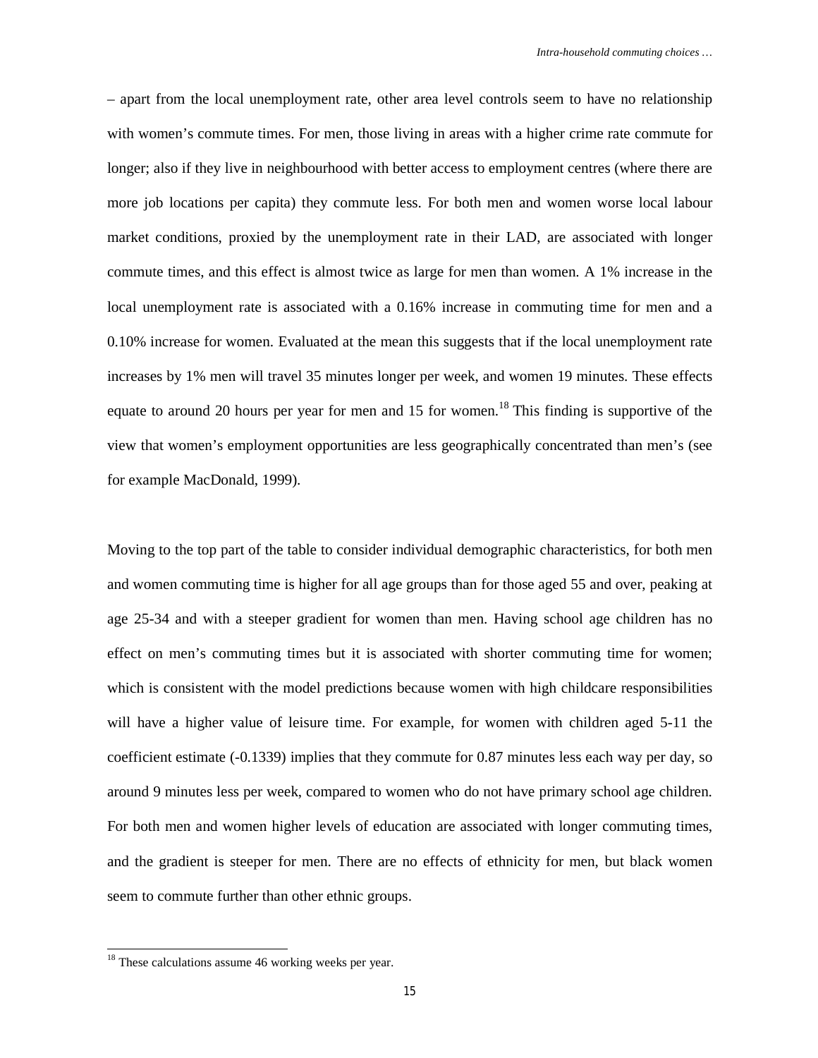– apart from the local unemployment rate, other area level controls seem to have no relationship with women's commute times. For men, those living in areas with a higher crime rate commute for longer; also if they live in neighbourhood with better access to employment centres (where there are more job locations per capita) they commute less. For both men and women worse local labour market conditions, proxied by the unemployment rate in their LAD, are associated with longer commute times, and this effect is almost twice as large for men than women. A 1% increase in the local unemployment rate is associated with a 0.16% increase in commuting time for men and a 0.10% increase for women. Evaluated at the mean this suggests that if the local unemployment rate increases by 1% men will travel 35 minutes longer per week, and women 19 minutes. These effects equate to around 20 hours per year for men and 15 for women.[18] This finding is supportive of the view that women's employment opportunities are less geographically concentrated than men's (see for example MacDonald, 1999).

Moving to the top part of the table to consider individual demographic characteristics, for both men and women commuting time is higher for all age groups than for those aged 55 and over, peaking at age 25-34 and with a steeper gradient for women than men. Having school age children has no effect on men's commuting times but it is associated with shorter commuting time for women; which is consistent with the model predictions because women with high childcare responsibilities will have a higher value of leisure time. For example, for women with children aged 5-11 the coefficient estimate (-0.1339) implies that they commute for 0.87 minutes less each way per day, so around 9 minutes less per week, compared to women who do not have primary school age children. For both men and women higher levels of education are associated with longer commuting times, and the gradient is steeper for men. There are no effects of ethnicity for men, but black women seem to commute further than other ethnic groups.

[18] These calculations assume 46 working weeks per year.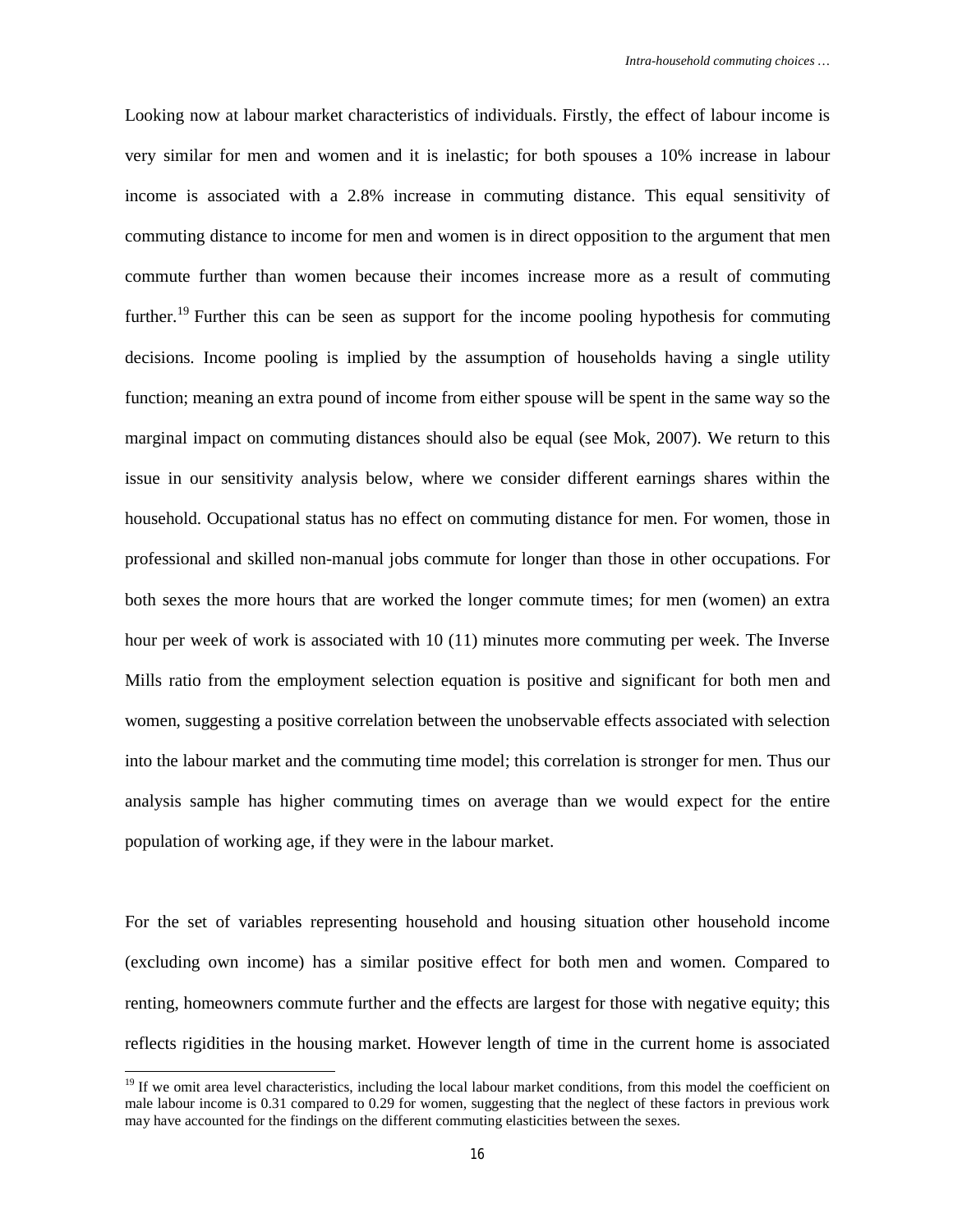Looking now at labour market characteristics of individuals. Firstly, the effect of labour income is very similar for men and women and it is inelastic; for both spouses a 10% increase in labour income is associated with a 2.8% increase in commuting distance. This equal sensitivity of commuting distance to income for men and women is in direct opposition to the argument that men commute further than women because their incomes increase more as a result of commuting further.[19] Further this can be seen as support for the income pooling hypothesis for commuting decisions. Income pooling is implied by the assumption of households having a single utility function; meaning an extra pound of income from either spouse will be spent in the same way so the marginal impact on commuting distances should also be equal (see Mok, 2007). We return to this issue in our sensitivity analysis below, where we consider different earnings shares within the household. Occupational status has no effect on commuting distance for men. For women, those in professional and skilled non-manual jobs commute for longer than those in other occupations. For both sexes the more hours that are worked the longer commute times; for men (women) an extra hour per week of work is associated with 10 (11) minutes more commuting per week. The Inverse Mills ratio from the employment selection equation is positive and significant for both men and women, suggesting a positive correlation between the unobservable effects associated with selection into the labour market and the commuting time model; this correlation is stronger for men. Thus our analysis sample has higher commuting times on average than we would expect for the entire population of working age, if they were in the labour market.

For the set of variables representing household and housing situation other household income (excluding own income) has a similar positive effect for both men and women. Compared to renting, homeowners commute further and the effects are largest for those with negative equity; this reflects rigidities in the housing market. However length of time in the current home is associated

[19] If we omit area level characteristics, including the local labour market conditions, from this model the coefficient on male labour income is 0.31 compared to 0.29 for women, suggesting that the neglect of these factors in previous work may have accounted for the findings on the different commuting elasticities between the sexes.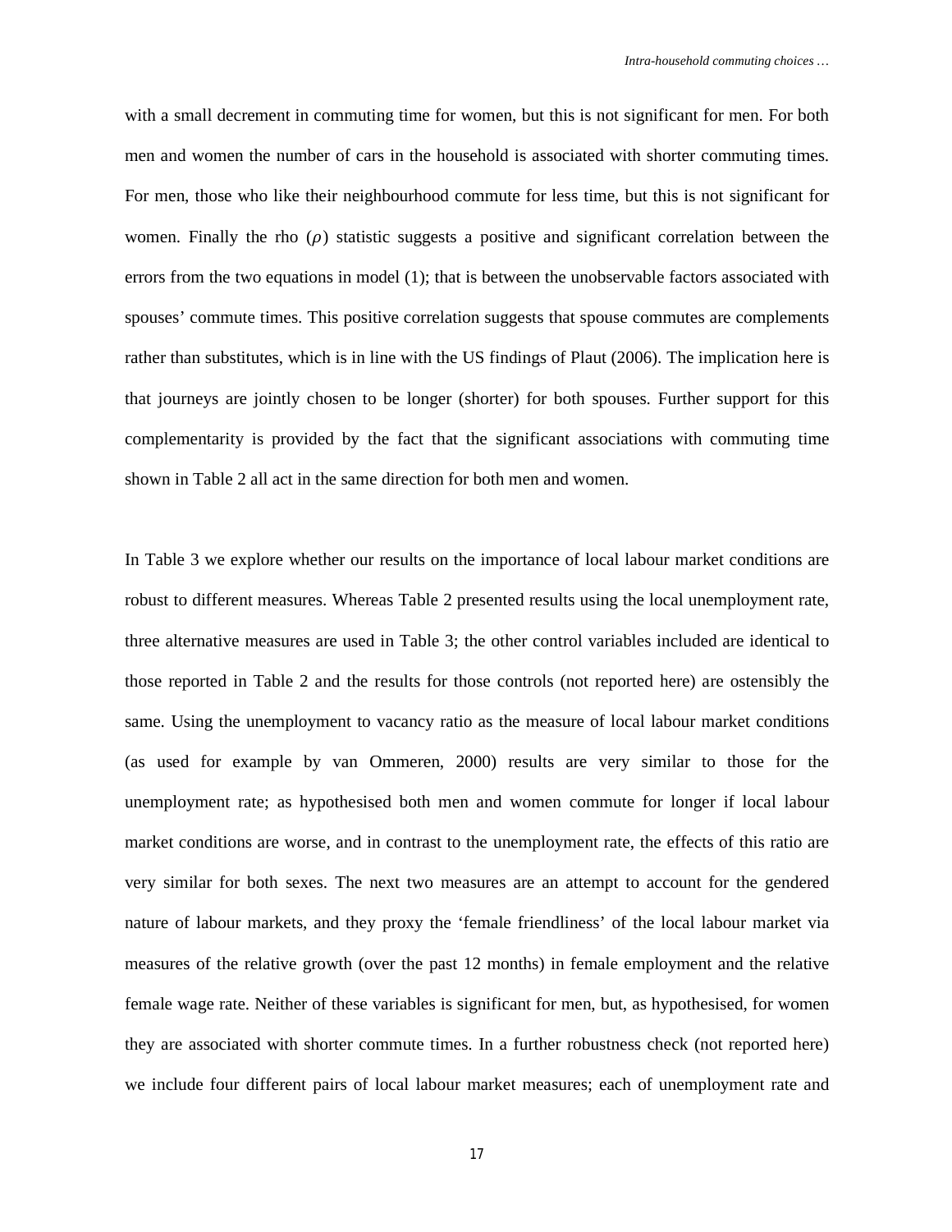with a small decrement in commuting time for women, but this is not significant for men. For both men and women the number of cars in the household is associated with shorter commuting times. For men, those who like their neighbourhood commute for less time, but this is not significant for women. Finally the rho ($\rho$) statistic suggests a positive and significant correlation between the errors from the two equations in model (1); that is between the unobservable factors associated with spouses' commute times. This positive correlation suggests that spouse commutes are complements rather than substitutes, which is in line with the US findings of Plaut (2006). The implication here is that journeys are jointly chosen to be longer (shorter) for both spouses. Further support for this complementarity is provided by the fact that the significant associations with commuting time shown in Table 2 all act in the same direction for both men and women.

In Table 3 we explore whether our results on the importance of local labour market conditions are robust to different measures. Whereas Table 2 presented results using the local unemployment rate, three alternative measures are used in Table 3; the other control variables included are identical to those reported in Table 2 and the results for those controls (not reported here) are ostensibly the same. Using the unemployment to vacancy ratio as the measure of local labour market conditions (as used for example by van Ommeren, 2000) results are very similar to those for the unemployment rate; as hypothesised both men and women commute for longer if local labour market conditions are worse, and in contrast to the unemployment rate, the effects of this ratio are very similar for both sexes. The next two measures are an attempt to account for the gendered nature of labour markets, and they proxy the 'female friendliness' of the local labour market via measures of the relative growth (over the past 12 months) in female employment and the relative female wage rate. Neither of these variables is significant for men, but, as hypothesised, for women they are associated with shorter commute times. In a further robustness check (not reported here) we include four different pairs of local labour market measures; each of unemployment rate and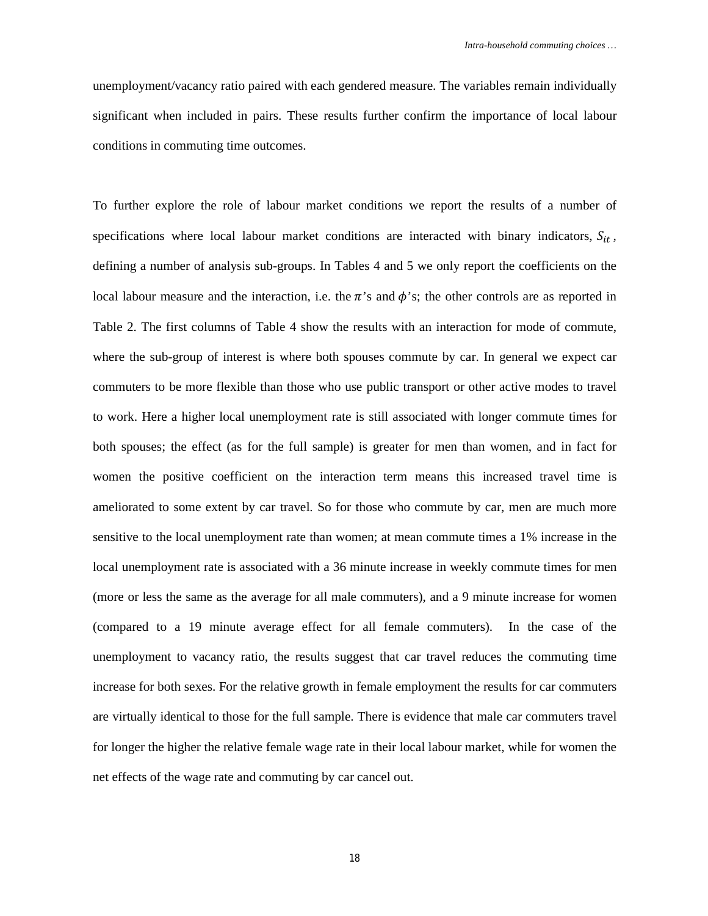unemployment/vacancy ratio paired with each gendered measure. The variables remain individually significant when included in pairs. These results further confirm the importance of local labour conditions in commuting time outcomes.

To further explore the role of labour market conditions we report the results of a number of specifications where local labour market conditions are interacted with binary indicators, $S_{it}$, defining a number of analysis sub-groups. In Tables 4 and 5 we only report the coefficients on the local labour measure and the interaction, i.e. the $\pi$'s and $\phi$'s; the other controls are as reported in Table 2. The first columns of Table 4 show the results with an interaction for mode of commute, where the sub-group of interest is where both spouses commute by car. In general we expect car commuters to be more flexible than those who use public transport or other active modes to travel to work. Here a higher local unemployment rate is still associated with longer commute times for both spouses; the effect (as for the full sample) is greater for men than women, and in fact for women the positive coefficient on the interaction term means this increased travel time is ameliorated to some extent by car travel. So for those who commute by car, men are much more sensitive to the local unemployment rate than women; at mean commute times a 1% increase in the local unemployment rate is associated with a 36 minute increase in weekly commute times for men (more or less the same as the average for all male commuters), and a 9 minute increase for women (compared to a 19 minute average effect for all female commuters). In the case of the unemployment to vacancy ratio, the results suggest that car travel reduces the commuting time increase for both sexes. For the relative growth in female employment the results for car commuters are virtually identical to those for the full sample. There is evidence that male car commuters travel for longer the higher the relative female wage rate in their local labour market, while for women the net effects of the wage rate and commuting by car cancel out.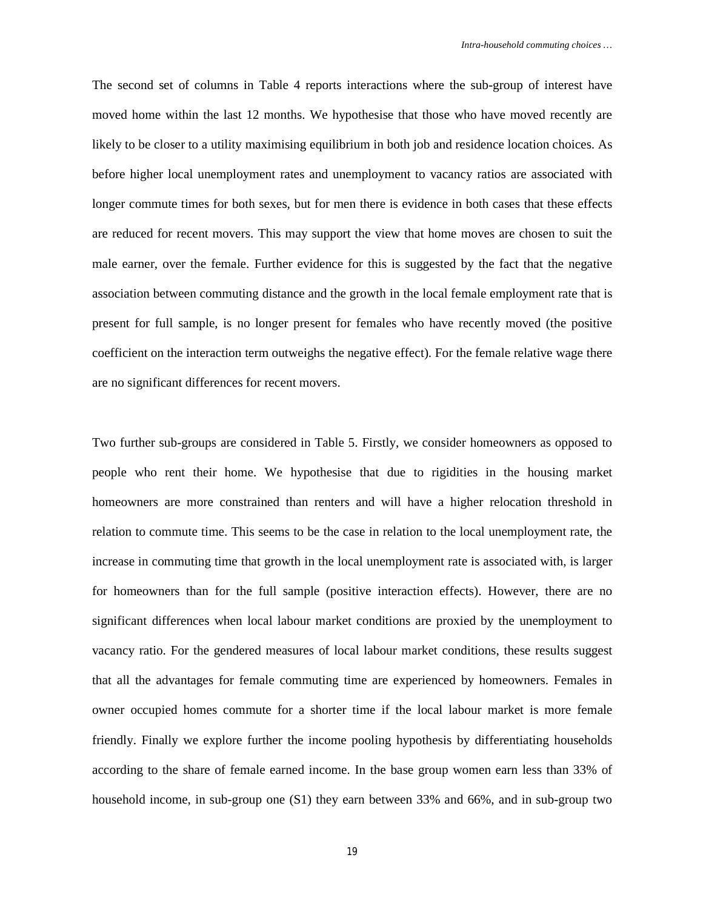The second set of columns in Table 4 reports interactions where the sub-group of interest have moved home within the last 12 months. We hypothesise that those who have moved recently are likely to be closer to a utility maximising equilibrium in both job and residence location choices. As before higher local unemployment rates and unemployment to vacancy ratios are associated with longer commute times for both sexes, but for men there is evidence in both cases that these effects are reduced for recent movers. This may support the view that home moves are chosen to suit the male earner, over the female. Further evidence for this is suggested by the fact that the negative association between commuting distance and the growth in the local female employment rate that is present for full sample, is no longer present for females who have recently moved (the positive coefficient on the interaction term outweighs the negative effect). For the female relative wage there are no significant differences for recent movers.

Two further sub-groups are considered in Table 5. Firstly, we consider homeowners as opposed to people who rent their home. We hypothesise that due to rigidities in the housing market homeowners are more constrained than renters and will have a higher relocation threshold in relation to commute time. This seems to be the case in relation to the local unemployment rate, the increase in commuting time that growth in the local unemployment rate is associated with, is larger for homeowners than for the full sample (positive interaction effects). However, there are no significant differences when local labour market conditions are proxied by the unemployment to vacancy ratio. For the gendered measures of local labour market conditions, these results suggest that all the advantages for female commuting time are experienced by homeowners. Females in owner occupied homes commute for a shorter time if the local labour market is more female friendly. Finally we explore further the income pooling hypothesis by differentiating households according to the share of female earned income. In the base group women earn less than 33% of household income, in sub-group one (S1) they earn between 33% and 66%, and in sub-group two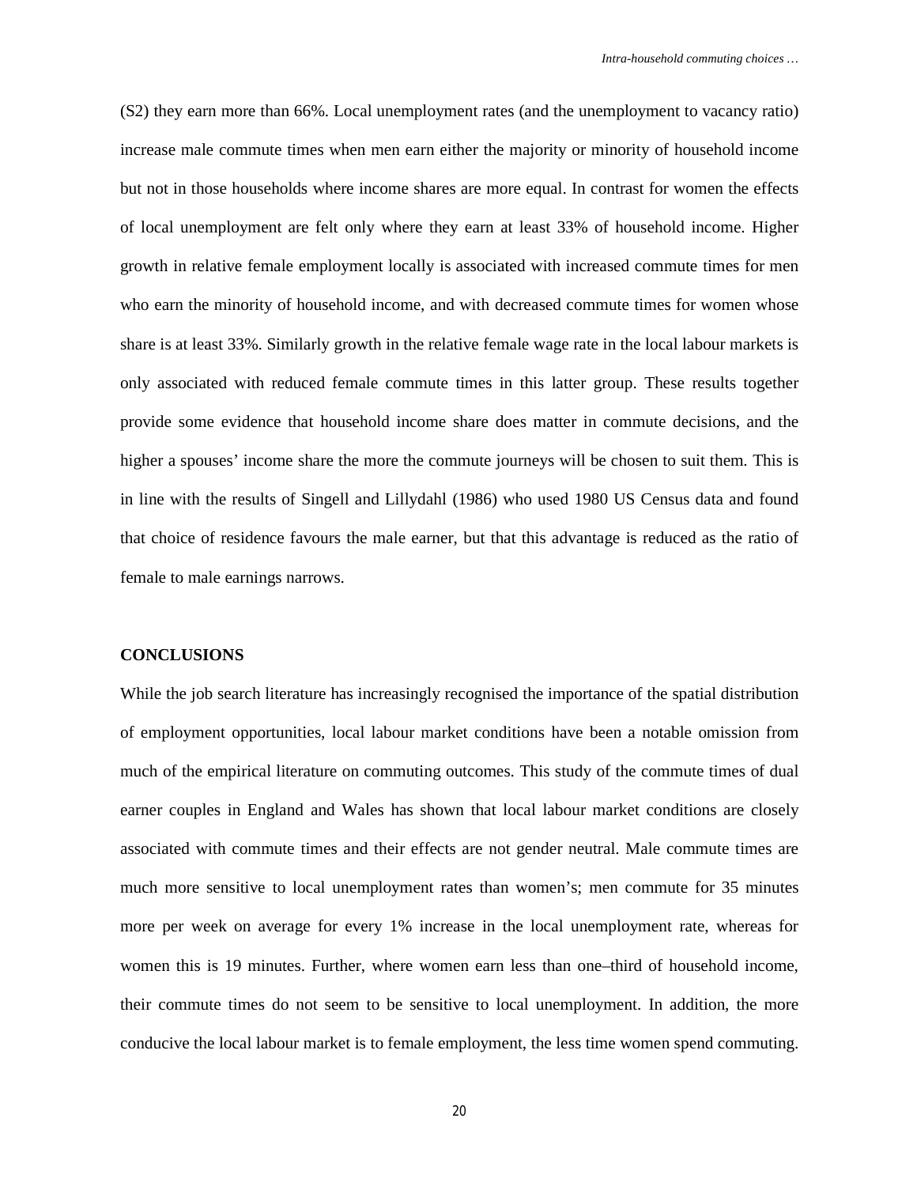(S2) they earn more than 66%. Local unemployment rates (and the unemployment to vacancy ratio) increase male commute times when men earn either the majority or minority of household income but not in those households where income shares are more equal. In contrast for women the effects of local unemployment are felt only where they earn at least 33% of household income. Higher growth in relative female employment locally is associated with increased commute times for men who earn the minority of household income, and with decreased commute times for women whose share is at least 33%. Similarly growth in the relative female wage rate in the local labour markets is only associated with reduced female commute times in this latter group. These results together provide some evidence that household income share does matter in commute decisions, and the higher a spouses' income share the more the commute journeys will be chosen to suit them. This is in line with the results of Singell and Lillydahl (1986) who used 1980 US Census data and found that choice of residence favours the male earner, but that this advantage is reduced as the ratio of female to male earnings narrows.

## CONCLUSIONS

While the job search literature has increasingly recognised the importance of the spatial distribution of employment opportunities, local labour market conditions have been a notable omission from much of the empirical literature on commuting outcomes. This study of the commute times of dual earner couples in England and Wales has shown that local labour market conditions are closely associated with commute times and their effects are not gender neutral. Male commute times are much more sensitive to local unemployment rates than women's; men commute for 35 minutes more per week on average for every 1% increase in the local unemployment rate, whereas for women this is 19 minutes. Further, where women earn less than one–third of household income, their commute times do not seem to be sensitive to local unemployment. In addition, the more conducive the local labour market is to female employment, the less time women spend commuting.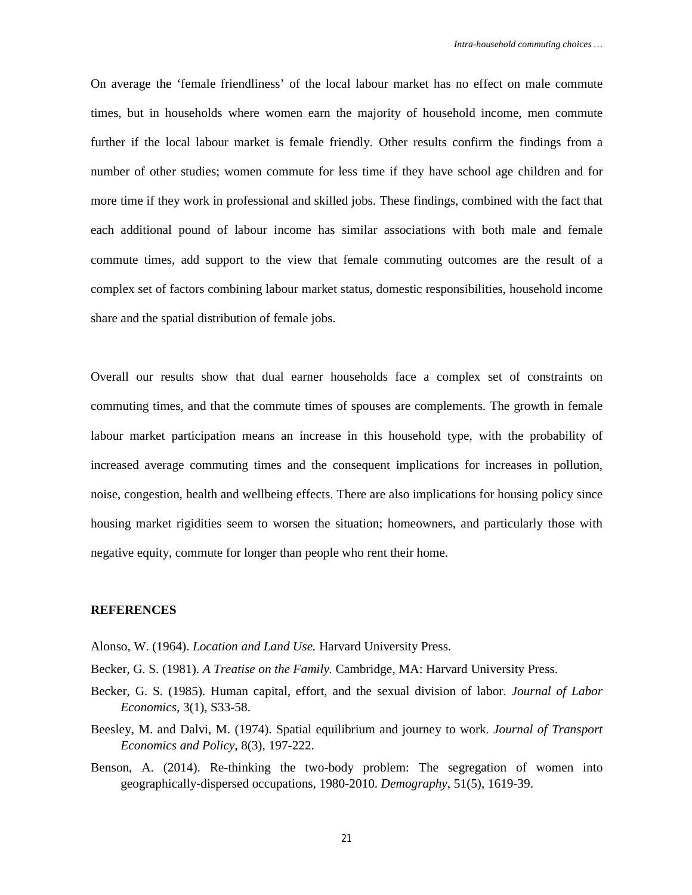On average the 'female friendliness' of the local labour market has no effect on male commute times, but in households where women earn the majority of household income, men commute further if the local labour market is female friendly. Other results confirm the findings from a number of other studies; women commute for less time if they have school age children and for more time if they work in professional and skilled jobs. These findings, combined with the fact that each additional pound of labour income has similar associations with both male and female commute times, add support to the view that female commuting outcomes are the result of a complex set of factors combining labour market status, domestic responsibilities, household income share and the spatial distribution of female jobs.

Overall our results show that dual earner households face a complex set of constraints on commuting times, and that the commute times of spouses are complements. The growth in female labour market participation means an increase in this household type, with the probability of increased average commuting times and the consequent implications for increases in pollution, noise, congestion, health and wellbeing effects. There are also implications for housing policy since housing market rigidities seem to worsen the situation; homeowners, and particularly those with negative equity, commute for longer than people who rent their home.

## REFERENCES

Alonso, W. (1964). *Location and Land Use.* Harvard University Press.

Becker, G. S. (1981). *A Treatise on the Family.* Cambridge, MA: Harvard University Press.

Becker, G. S. (1985). Human capital, effort, and the sexual division of labor. *Journal of Labor Economics*, 3(1), S33-58.

Beesley, M. and Dalvi, M. (1974). Spatial equilibrium and journey to work. *Journal of Transport Economics and Policy*, 8(3), 197-222.

Benson, A. (2014). Re-thinking the two-body problem: The segregation of women into geographically-dispersed occupations, 1980-2010. *Demography*, 51(5), 1619-39.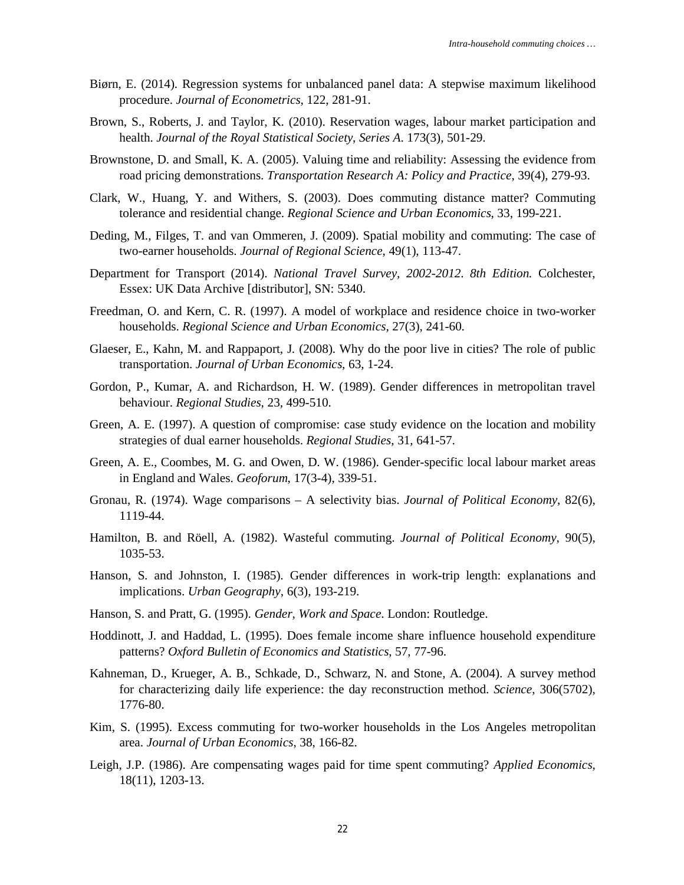Biørn, E. (2014). Regression systems for unbalanced panel data: A stepwise maximum likelihood procedure. *Journal of Econometrics*, 122, 281-91.

Brown, S., Roberts, J. and Taylor, K. (2010). Reservation wages, labour market participation and health. *Journal of the Royal Statistical Society, Series A*. 173(3), 501-29.

Brownstone, D. and Small, K. A. (2005). Valuing time and reliability: Assessing the evidence from road pricing demonstrations. *Transportation Research A: Policy and Practice*, 39(4), 279-93.

Clark, W., Huang, Y. and Withers, S. (2003). Does commuting distance matter? Commuting tolerance and residential change. *Regional Science and Urban Economics*, 33, 199-221.

Deding, M., Filges, T. and van Ommeren, J. (2009). Spatial mobility and commuting: The case of two-earner households. *Journal of Regional Science*, 49(1), 113-47.

Department for Transport (2014). *National Travel Survey, 2002-2012. 8th Edition.* Colchester, Essex: UK Data Archive [distributor], SN: 5340.

Freedman, O. and Kern, C. R. (1997). A model of workplace and residence choice in two-worker households. *Regional Science and Urban Economics*, 27(3), 241-60.

Glaeser, E., Kahn, M. and Rappaport, J. (2008). Why do the poor live in cities? The role of public transportation. *Journal of Urban Economics*, 63, 1-24.

Gordon, P., Kumar, A. and Richardson, H. W. (1989). Gender differences in metropolitan travel behaviour. *Regional Studies*, 23, 499-510.

Green, A. E. (1997). A question of compromise: case study evidence on the location and mobility strategies of dual earner households. *Regional Studies*, 31, 641-57.

Green, A. E., Coombes, M. G. and Owen, D. W. (1986). Gender-specific local labour market areas in England and Wales. *Geoforum*, 17(3-4), 339-51.

Gronau, R. (1974). Wage comparisons – A selectivity bias. *Journal of Political Economy*, 82(6), 1119-44.

Hamilton, B. and Röell, A. (1982). Wasteful commuting. *Journal of Political Economy*, 90(5), 1035-53.

Hanson, S. and Johnston, I. (1985). Gender differences in work-trip length: explanations and implications. *Urban Geography*, 6(3), 193-219.

Hanson, S. and Pratt, G. (1995). *Gender, Work and Space*. London: Routledge.

Hoddinott, J. and Haddad, L. (1995). Does female income share influence household expenditure patterns? *Oxford Bulletin of Economics and Statistics*, 57, 77-96.

Kahneman, D., Krueger, A. B., Schkade, D., Schwarz, N. and Stone, A. (2004). A survey method for characterizing daily life experience: the day reconstruction method. *Science*, 306(5702), 1776-80.

Kim, S. (1995). Excess commuting for two-worker households in the Los Angeles metropolitan area. *Journal of Urban Economics*, 38, 166-82.

Leigh, J.P. (1986). Are compensating wages paid for time spent commuting? *Applied Economics*, 18(11), 1203-13.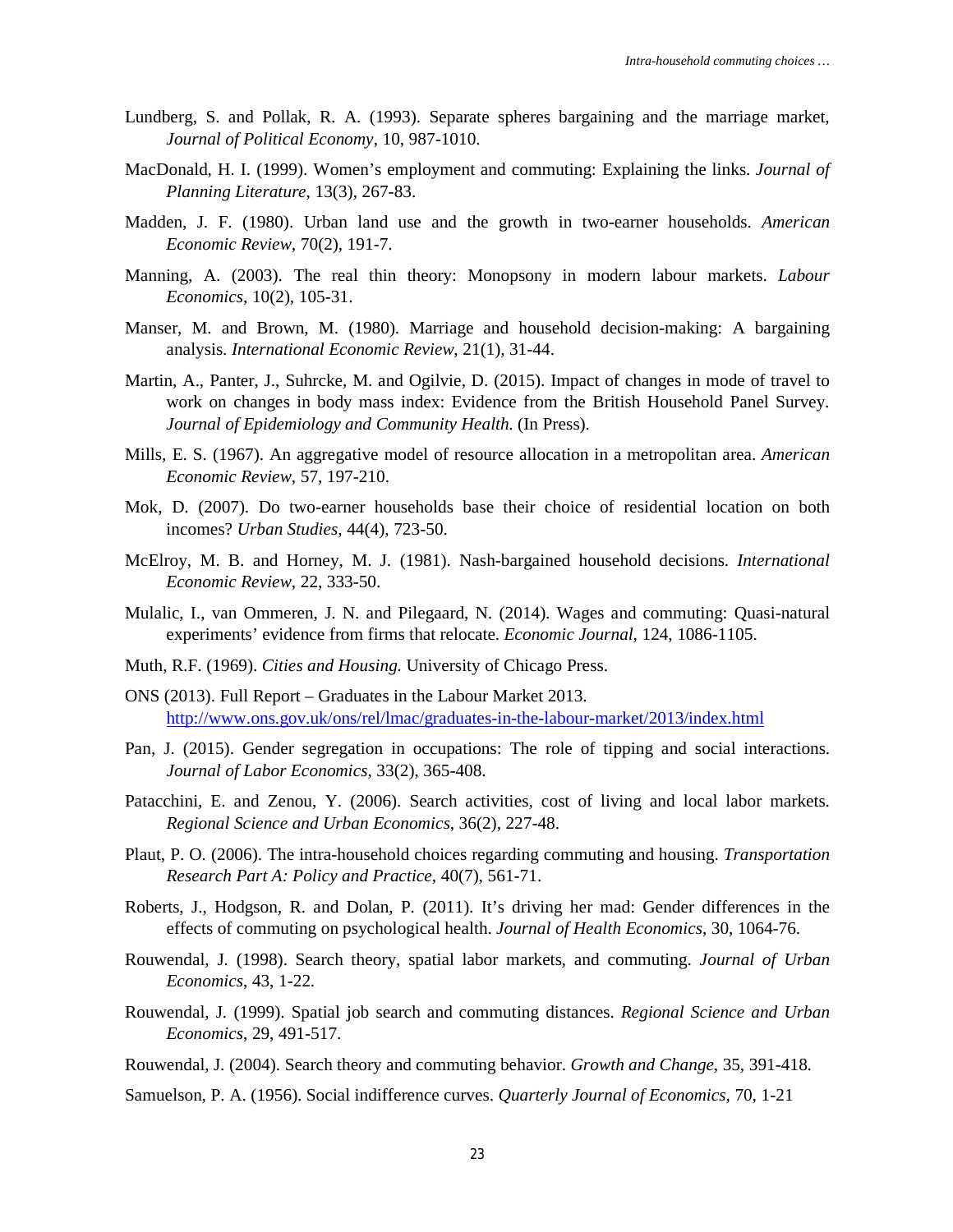Lundberg, S. and Pollak, R. A. (1993). Separate spheres bargaining and the marriage market, *Journal of Political Economy*, 10, 987-1010.

MacDonald, H. I. (1999). Women's employment and commuting: Explaining the links. *Journal of Planning Literature*, 13(3), 267-83.

Madden, J. F. (1980). Urban land use and the growth in two-earner households. *American Economic Review*, 70(2), 191-7.

Manning, A. (2003). The real thin theory: Monopsony in modern labour markets. *Labour Economics*, 10(2), 105-31.

Manser, M. and Brown, M. (1980). Marriage and household decision-making: A bargaining analysis. *International Economic Review*, 21(1), 31-44.

Martin, A., Panter, J., Suhrcke, M. and Ogilvie, D. (2015). Impact of changes in mode of travel to work on changes in body mass index: Evidence from the British Household Panel Survey. *Journal of Epidemiology and Community Health.* (In Press).

Mills, E. S. (1967). An aggregative model of resource allocation in a metropolitan area. *American Economic Review*, 57, 197-210.

Mok, D. (2007). Do two-earner households base their choice of residential location on both incomes? *Urban Studies*, 44(4), 723-50.

McElroy, M. B. and Horney, M. J. (1981). Nash-bargained household decisions. *International Economic Review*, 22, 333-50.

Mulalic, I., van Ommeren, J. N. and Pilegaard, N. (2014). Wages and commuting: Quasi-natural experiments' evidence from firms that relocate. *Economic Journal*, 124, 1086-1105.

Muth, R.F. (1969). *Cities and Housing.* University of Chicago Press.

ONS (2013). Full Report – Graduates in the Labour Market 2013. http://www.ons.gov.uk/ons/rel/lmac/graduates-in-the-labour-market/2013/index.html

Pan, J. (2015). Gender segregation in occupations: The role of tipping and social interactions. *Journal of Labor Economics*, 33(2), 365-408.

Patacchini, E. and Zenou, Y. (2006). Search activities, cost of living and local labor markets. *Regional Science and Urban Economics*, 36(2), 227-48.

Plaut, P. O. (2006). The intra-household choices regarding commuting and housing. *Transportation Research Part A: Policy and Practice*, 40(7), 561-71.

Roberts, J., Hodgson, R. and Dolan, P. (2011). It's driving her mad: Gender differences in the effects of commuting on psychological health. *Journal of Health Economics*, 30, 1064-76.

Rouwendal, J. (1998). Search theory, spatial labor markets, and commuting. *Journal of Urban Economics*, 43, 1-22.

Rouwendal, J. (1999). Spatial job search and commuting distances. *Regional Science and Urban Economics*, 29, 491-517.

Rouwendal, J. (2004). Search theory and commuting behavior. *Growth and Change*, 35, 391-418.

Samuelson, P. A. (1956). Social indifference curves. *Quarterly Journal of Economics*, 70, 1-21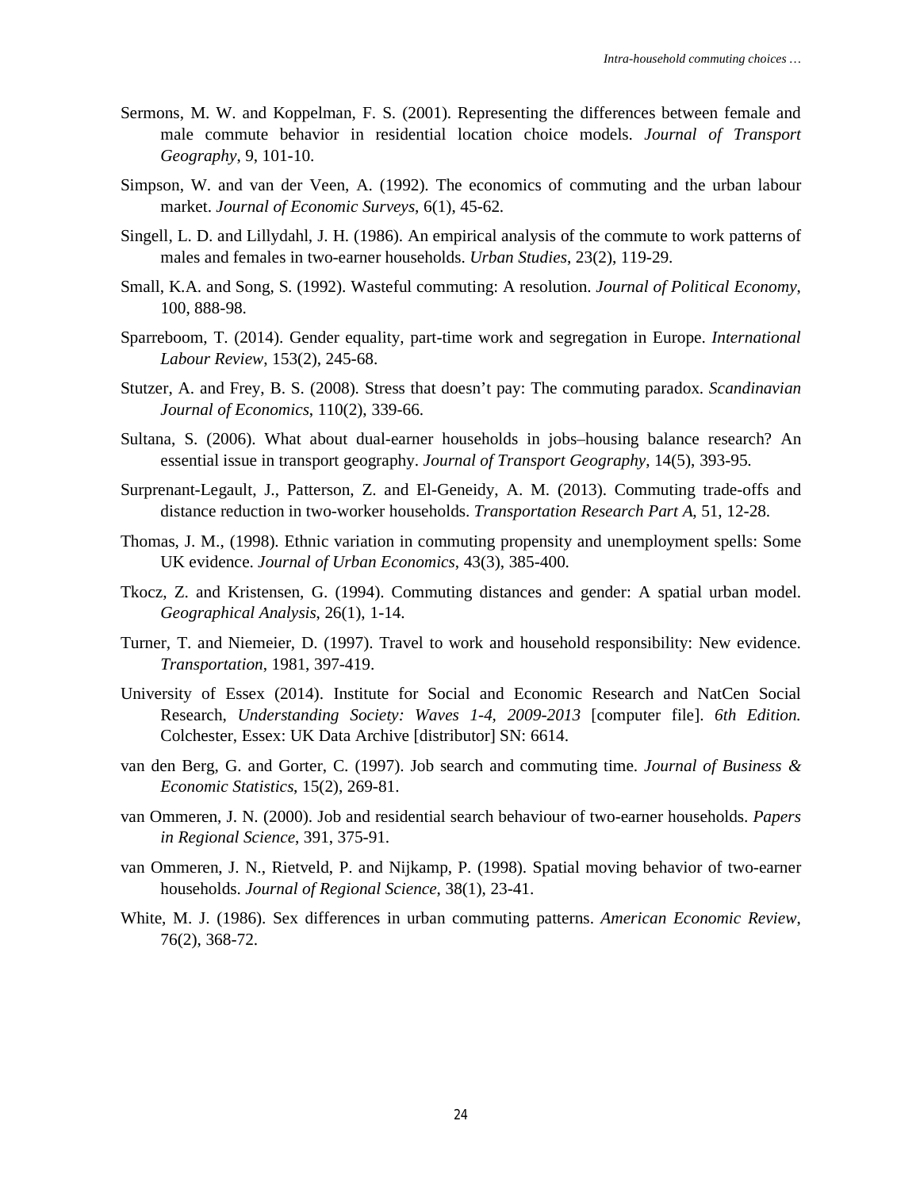Sermons, M. W. and Koppelman, F. S. (2001). Representing the differences between female and male commute behavior in residential location choice models. *Journal of Transport Geography*, 9, 101-10.

Simpson, W. and van der Veen, A. (1992). The economics of commuting and the urban labour market. *Journal of Economic Surveys*, 6(1), 45-62.

Singell, L. D. and Lillydahl, J. H. (1986). An empirical analysis of the commute to work patterns of males and females in two-earner households. *Urban Studies*, 23(2), 119-29.

Small, K.A. and Song, S. (1992). Wasteful commuting: A resolution. *Journal of Political Economy*, 100, 888-98.

Sparreboom, T. (2014). Gender equality, part-time work and segregation in Europe. *International Labour Review*, 153(2), 245-68.

Stutzer, A. and Frey, B. S. (2008). Stress that doesn't pay: The commuting paradox. *Scandinavian Journal of Economics*, 110(2), 339-66.

Sultana, S. (2006). What about dual-earner households in jobs–housing balance research? An essential issue in transport geography. *Journal of Transport Geography*, 14(5), 393-95.

Surprenant-Legault, J., Patterson, Z. and El-Geneidy, A. M. (2013). Commuting trade-offs and distance reduction in two-worker households. *Transportation Research Part A*, 51, 12-28.

Thomas, J. M., (1998). Ethnic variation in commuting propensity and unemployment spells: Some UK evidence. *Journal of Urban Economics*, 43(3), 385-400.

Tkocz, Z. and Kristensen, G. (1994). Commuting distances and gender: A spatial urban model. *Geographical Analysis*, 26(1), 1-14.

Turner, T. and Niemeier, D. (1997). Travel to work and household responsibility: New evidence. *Transportation*, 1981, 397-419.

University of Essex (2014). Institute for Social and Economic Research and NatCen Social Research, *Understanding Society: Waves 1-4, 2009-2013* [computer file]. *6th Edition.* Colchester, Essex: UK Data Archive [distributor] SN: 6614.

van den Berg, G. and Gorter, C. (1997). Job search and commuting time. *Journal of Business & Economic Statistics*, 15(2), 269-81.

van Ommeren, J. N. (2000). Job and residential search behaviour of two-earner households. *Papers in Regional Science*, 391, 375-91.

van Ommeren, J. N., Rietveld, P. and Nijkamp, P. (1998). Spatial moving behavior of two-earner households. *Journal of Regional Science*, 38(1), 23-41.

White, M. J. (1986). Sex differences in urban commuting patterns. *American Economic Review*, 76(2), 368-72.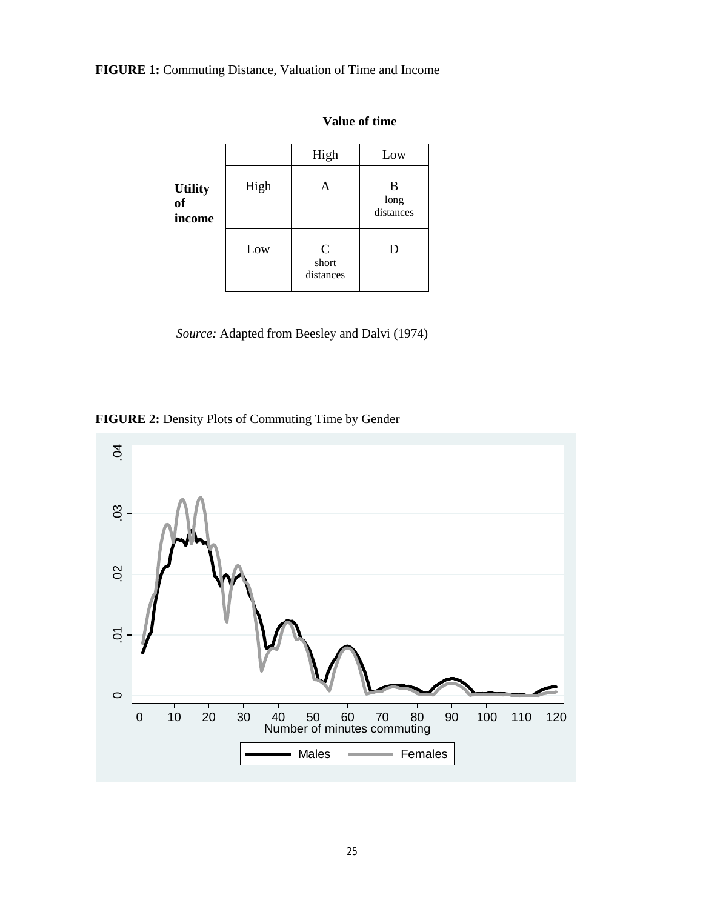**FIGURE 1:** Commuting Distance, Valuation of Time and Income

| | | Value of time | |
|---|---|---|---|
| | | High | Low |
| **Utility of income** | High | A | B long distances |
| | Low | C short distances | D |

*Source:* Adapted from Beesley and Dalvi (1974)

**FIGURE 2:** Density Plots of Commuting Time by Gender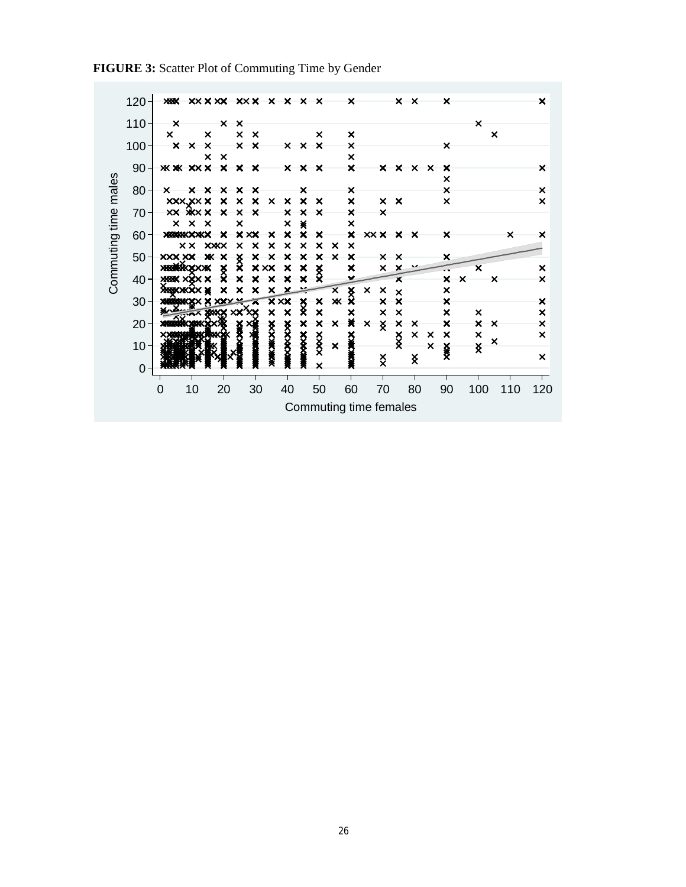**FIGURE 3:** Scatter Plot of Commuting Time by Gender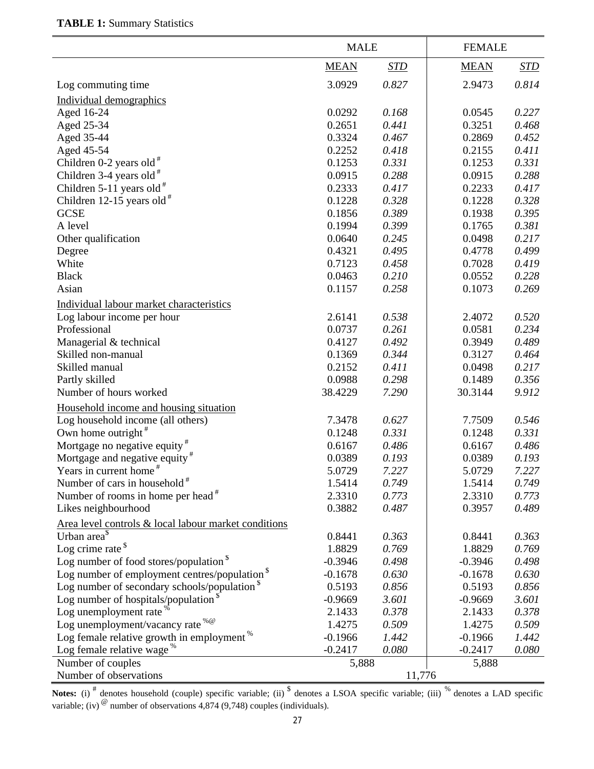**TABLE 1:** Summary Statistics

| | MALE | | FEMALE | |
|---|---|---|---|---|
| | MEAN | *STD* | MEAN | *STD* |
| Log commuting time | 3.0929 | *0.827* | 2.9473 | *0.814* |
| Individual demographics | | | | |
| Aged 16-24 | 0.0292 | *0.168* | 0.0545 | *0.227* |
| Aged 25-34 | 0.2651 | *0.441* | 0.3251 | *0.468* |
| Aged 35-44 | 0.3324 | *0.467* | 0.2869 | *0.452* |
| Aged 45-54 | 0.2252 | *0.418* | 0.2155 | *0.411* |
| Children 0-2 years old [#] | 0.1253 | *0.331* | 0.1253 | *0.331* |
| Children 3-4 years old [#] | 0.0915 | *0.288* | 0.0915 | *0.288* |
| Children 5-11 years old [#] | 0.2333 | *0.417* | 0.2233 | *0.417* |
| Children 12-15 years old [#] | 0.1228 | *0.328* | 0.1228 | *0.328* |
| GCSE | 0.1856 | *0.389* | 0.1938 | *0.395* |
| A level | 0.1994 | *0.399* | 0.1765 | *0.381* |
| Other qualification | 0.0640 | *0.245* | 0.0498 | *0.217* |
| Degree | 0.4321 | *0.495* | 0.4778 | *0.499* |
| White | 0.7123 | *0.458* | 0.7028 | *0.419* |
| Black | 0.0463 | *0.210* | 0.0552 | *0.228* |
| Asian | 0.1157 | *0.258* | 0.1073 | *0.269* |
| Individual labour market characteristics | | | | |
| Log labour income per hour | 2.6141 | *0.538* | 2.4072 | *0.520* |
| Professional | 0.0737 | *0.261* | 0.0581 | *0.234* |
| Managerial & technical | 0.4127 | *0.492* | 0.3949 | *0.489* |
| Skilled non-manual | 0.1369 | *0.344* | 0.3127 | *0.464* |
| Skilled manual | 0.2152 | *0.411* | 0.0498 | *0.217* |
| Partly skilled | 0.0988 | *0.298* | 0.1489 | *0.356* |
| Number of hours worked | 38.4229 | *7.290* | 30.3144 | *9.912* |
| Household income and housing situation | | | | |
| Log household income (all others) | 7.3478 | *0.627* | 7.7509 | *0.546* |
| Own home outright [#] | 0.1248 | *0.331* | 0.1248 | *0.331* |
| Mortgage no negative equity [#] | 0.6167 | *0.486* | 0.6167 | *0.486* |
| Mortgage and negative equity [#] | 0.0389 | *0.193* | 0.0389 | *0.193* |
| Years in current home [#] | 5.0729 | *7.227* | 5.0729 | *7.227* |
| Number of cars in household [#] | 1.5414 | *0.749* | 1.5414 | *0.749* |
| Number of rooms in home per head [#] | 2.3310 | *0.773* | 2.3310 | *0.773* |
| Likes neighbourhood | 0.3882 | *0.487* | 0.3957 | *0.489* |
| Area level controls & local labour market conditions | | | | |
| Urban area [$] | 0.8441 | *0.363* | 0.8441 | *0.363* |
| Log crime rate [$] | 1.8829 | *0.769* | 1.8829 | *0.769* |
| Log number of food stores/population [$] | -0.3946 | *0.498* | -0.3946 | *0.498* |
| Log number of employment centres/population [$] | -0.1678 | *0.630* | -0.1678 | *0.630* |
| Log number of secondary schools/population [$] | 0.5193 | *0.856* | 0.5193 | *0.856* |
| Log number of hospitals/population [$] | -0.9669 | *3.601* | -0.9669 | *3.601* |
| Log unemployment rate [%] | 2.1433 | *0.378* | 2.1433 | *0.378* |
| Log unemployment/vacancy rate [%@] | 1.4275 | *0.509* | 1.4275 | *0.509* |
| Log female relative growth in employment [%] | -0.1966 | *1.442* | -0.1966 | *1.442* |
| Log female relative wage [%] | -0.2417 | *0.080* | -0.2417 | *0.080* |
| Number of couples | 5,888 | | 5,888 | |
| Number of observations | | 11,776 | | |

**Notes:** (i) [#] denotes household (couple) specific variable; (ii) [$] denotes a LSOA specific variable; (iii) [%] denotes a LAD specific variable; (iv) [@] number of observations 4,874 (9,748) couples (individuals).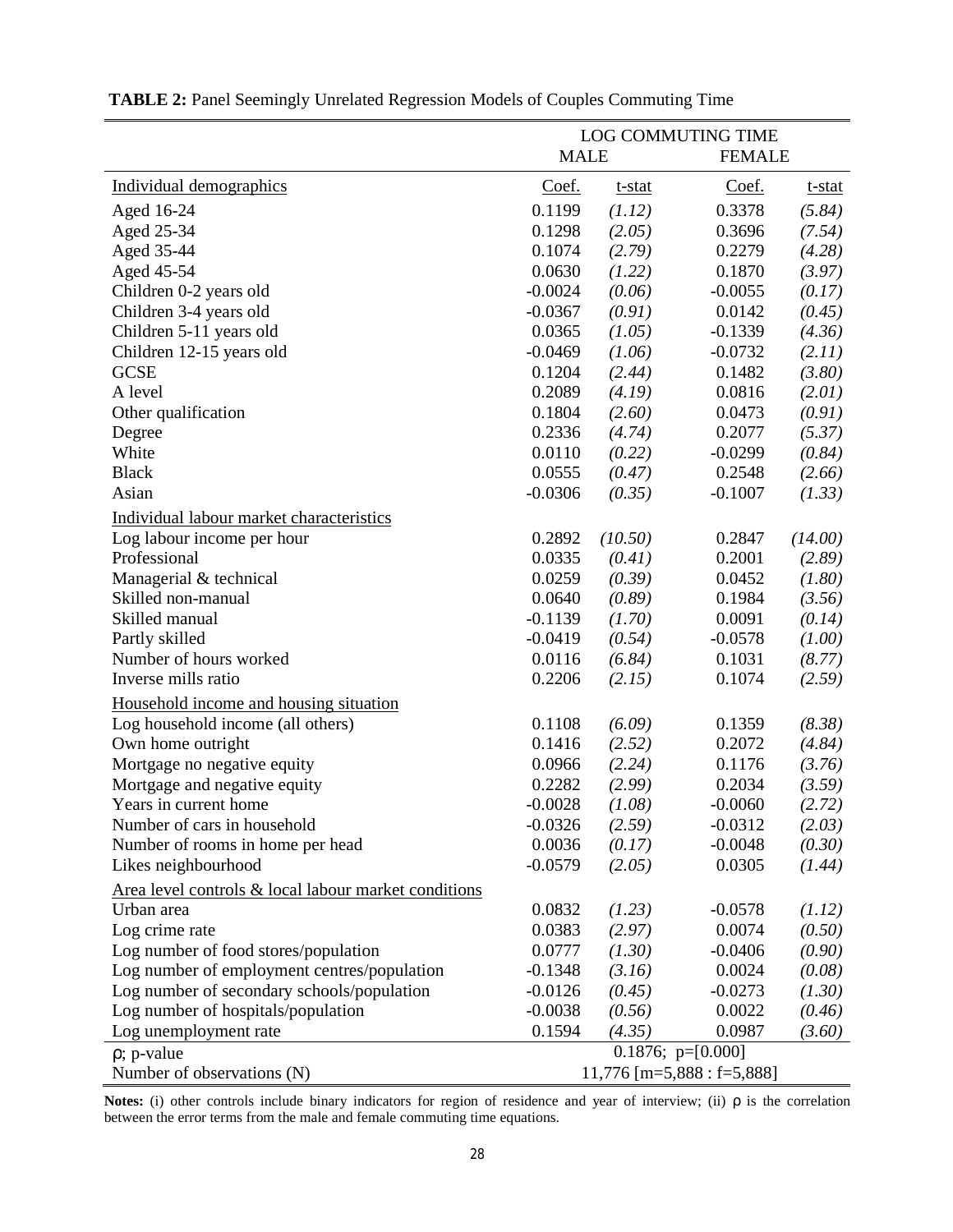**TABLE 2:** Panel Seemingly Unrelated Regression Models of Couples Commuting Time

| | LOG COMMUTING TIME | | | |
|---|---|---|---|---|
| | MALE | | FEMALE | |
| Individual demographics | Coef. | t-stat | Coef. | t-stat |
| Aged 16-24 | 0.1199 | *(1.12)* | 0.3378 | *(5.84)* |
| Aged 25-34 | 0.1298 | *(2.05)* | 0.3696 | *(7.54)* |
| Aged 35-44 | 0.1074 | *(2.79)* | 0.2279 | *(4.28)* |
| Aged 45-54 | 0.0630 | *(1.22)* | 0.1870 | *(3.97)* |
| Children 0-2 years old | -0.0024 | *(0.06)* | -0.0055 | *(0.17)* |
| Children 3-4 years old | -0.0367 | *(0.91)* | 0.0142 | *(0.45)* |
| Children 5-11 years old | 0.0365 | *(1.05)* | -0.1339 | *(4.36)* |
| Children 12-15 years old | -0.0469 | *(1.06)* | -0.0732 | *(2.11)* |
| GCSE | 0.1204 | *(2.44)* | 0.1482 | *(3.80)* |
| A level | 0.2089 | *(4.19)* | 0.0816 | *(2.01)* |
| Other qualification | 0.1804 | *(2.60)* | 0.0473 | *(0.91)* |
| Degree | 0.2336 | *(4.74)* | 0.2077 | *(5.37)* |
| White | 0.0110 | *(0.22)* | -0.0299 | *(0.84)* |
| Black | 0.0555 | *(0.47)* | 0.2548 | *(2.66)* |
| Asian | -0.0306 | *(0.35)* | -0.1007 | *(1.33)* |
| Individual labour market characteristics | | | | |
| Log labour income per hour | 0.2892 | *(10.50)* | 0.2847 | *(14.00)* |
| Professional | 0.0335 | *(0.41)* | 0.2001 | *(2.89)* |
| Managerial & technical | 0.0259 | *(0.39)* | 0.0452 | *(1.80)* |
| Skilled non-manual | 0.0640 | *(0.89)* | 0.1984 | *(3.56)* |
| Skilled manual | -0.1139 | *(1.70)* | 0.0091 | *(0.14)* |
| Partly skilled | -0.0419 | *(0.54)* | -0.0578 | *(1.00)* |
| Number of hours worked | 0.0116 | *(6.84)* | 0.1031 | *(8.77)* |
| Inverse mills ratio | 0.2206 | *(2.15)* | 0.1074 | *(2.59)* |
| Household income and housing situation | | | | |
| Log household income (all others) | 0.1108 | *(6.09)* | 0.1359 | *(8.38)* |
| Own home outright | 0.1416 | *(2.52)* | 0.2072 | *(4.84)* |
| Mortgage no negative equity | 0.0966 | *(2.24)* | 0.1176 | *(3.76)* |
| Mortgage and negative equity | 0.2282 | *(2.99)* | 0.2034 | *(3.59)* |
| Years in current home | -0.0028 | *(1.08)* | -0.0060 | *(2.72)* |
| Number of cars in household | -0.0326 | *(2.59)* | -0.0312 | *(2.03)* |
| Number of rooms in home per head | 0.0036 | *(0.17)* | -0.0048 | *(0.30)* |
| Likes neighbourhood | -0.0579 | *(2.05)* | 0.0305 | *(1.44)* |
| Area level controls & local labour market conditions | | | | |
| Urban area | 0.0832 | *(1.23)* | -0.0578 | *(1.12)* |
| Log crime rate | 0.0383 | *(2.97)* | 0.0074 | *(0.50)* |
| Log number of food stores/population | 0.0777 | *(1.30)* | -0.0406 | *(0.90)* |
| Log number of employment centres/population | -0.1348 | *(3.16)* | 0.0024 | *(0.08)* |
| Log number of secondary schools/population | -0.0126 | *(0.45)* | -0.0273 | *(1.30)* |
| Log number of hospitals/population | -0.0038 | *(0.56)* | 0.0022 | *(0.46)* |
| Log unemployment rate | 0.1594 | *(4.35)* | 0.0987 | *(3.60)* |
| ρ; p-value | 0.1876; p=[0.000] | | | |
| Number of observations (N) | 11,776 [m=5,888 : f=5,888] | | | |

**Notes:** (i) other controls include binary indicators for region of residence and year of interview; (ii) ρ is the correlation between the error terms from the male and female commuting time equations.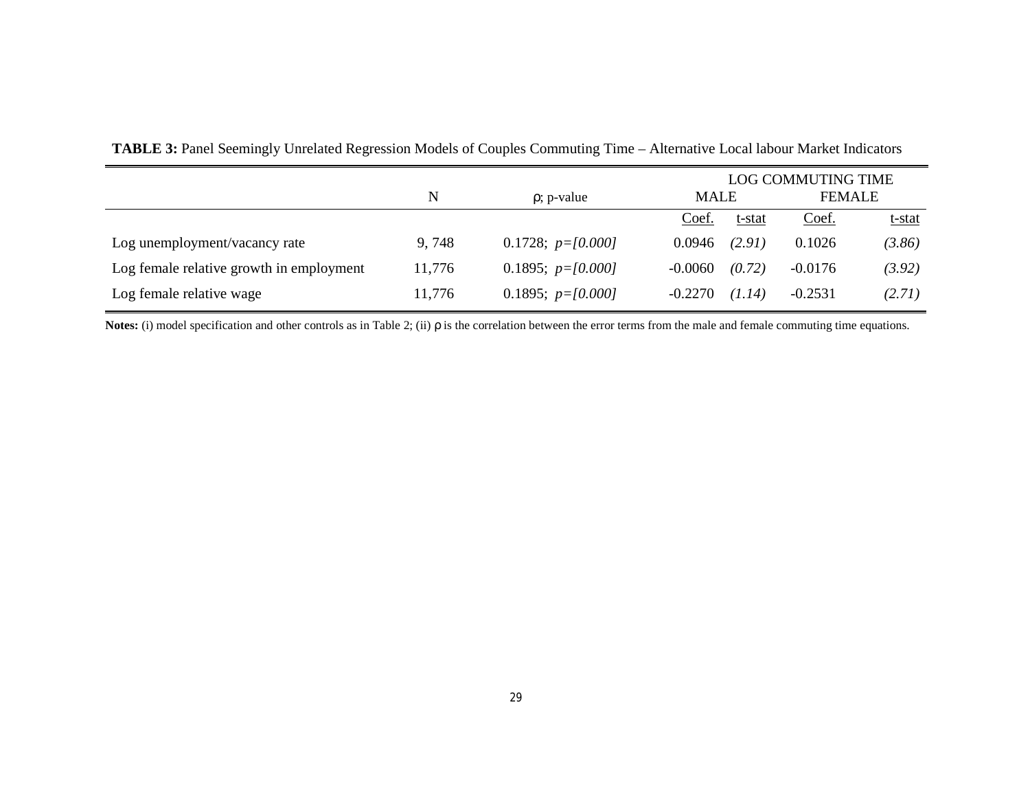**TABLE 3:** Panel Seemingly Unrelated Regression Models of Couples Commuting Time – Alternative Local labour Market Indicators

| | N | ρ; p-value | LOG COMMUTING TIME | | | |
|---|---|---|---|---|---|---|
| | | | MALE | | FEMALE | |
| | | | Coef. | t-stat | Coef. | t-stat |
| Log unemployment/vacancy rate | 9, 748 | 0.1728; *p=[0.000]* | 0.0946 | *(2.91)* | 0.1026 | *(3.86)* |
| Log female relative growth in employment | 11,776 | 0.1895; *p=[0.000]* | -0.0060 | *(0.72)* | -0.0176 | *(3.92)* |
| Log female relative wage | 11,776 | 0.1895; *p=[0.000]* | -0.2270 | *(1.14)* | -0.2531 | *(2.71)* |

**Notes:** (i) model specification and other controls as in Table 2; (ii) ρ is the correlation between the error terms from the male and female commuting time equations.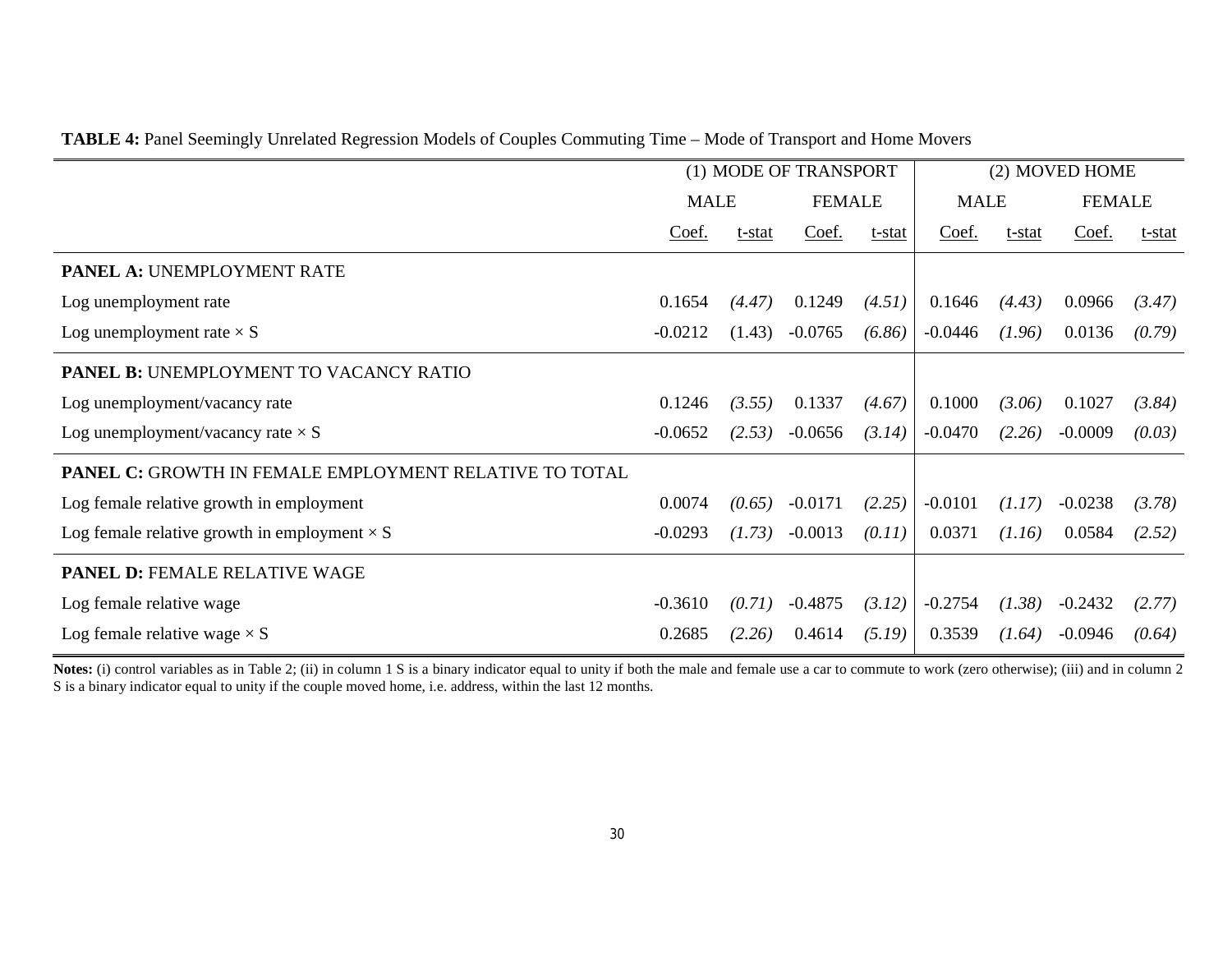**TABLE 4:** Panel Seemingly Unrelated Regression Models of Couples Commuting Time – Mode of Transport and Home Movers

| | (1) MODE OF TRANSPORT | | | | (2) MOVED HOME | | | |
|---|---|---|---|---|---|---|---|---|
| | MALE | | FEMALE | | MALE | | FEMALE | |
| | Coef. | t-stat | Coef. | t-stat | Coef. | t-stat | Coef. | t-stat |
| **PANEL A:** UNEMPLOYMENT RATE | | | | | | | | |
| Log unemployment rate | 0.1654 | *(4.47)* | 0.1249 | *(4.51)* | 0.1646 | *(4.43)* | 0.0966 | *(3.47)* |
| Log unemployment rate × S | -0.0212 | (1.43) | -0.0765 | *(6.86)* | -0.0446 | *(1.96)* | 0.0136 | *(0.79)* |
| **PANEL B:** UNEMPLOYMENT TO VACANCY RATIO | | | | | | | | |
| Log unemployment/vacancy rate | 0.1246 | *(3.55)* | 0.1337 | *(4.67)* | 0.1000 | *(3.06)* | 0.1027 | *(3.84)* |
| Log unemployment/vacancy rate × S | -0.0652 | *(2.53)* | -0.0656 | *(3.14)* | -0.0470 | *(2.26)* | -0.0009 | *(0.03)* |
| **PANEL C:** GROWTH IN FEMALE EMPLOYMENT RELATIVE TO TOTAL | | | | | | | | |
| Log female relative growth in employment | 0.0074 | *(0.65)* | -0.0171 | *(2.25)* | -0.0101 | *(1.17)* | -0.0238 | *(3.78)* |
| Log female relative growth in employment × S | -0.0293 | *(1.73)* | -0.0013 | *(0.11)* | 0.0371 | *(1.16)* | 0.0584 | *(2.52)* |
| **PANEL D:** FEMALE RELATIVE WAGE | | | | | | | | |
| Log female relative wage | -0.3610 | *(0.71)* | -0.4875 | *(3.12)* | -0.2754 | *(1.38)* | -0.2432 | *(2.77)* |
| Log female relative wage × S | 0.2685 | *(2.26)* | 0.4614 | *(5.19)* | 0.3539 | *(1.64)* | -0.0946 | *(0.64)* |

**Notes:** (i) control variables as in Table 2; (ii) in column 1 S is a binary indicator equal to unity if both the male and female use a car to commute to work (zero otherwise); (iii) and in column 2 S is a binary indicator equal to unity if the couple moved home, i.e. address, within the last 12 months.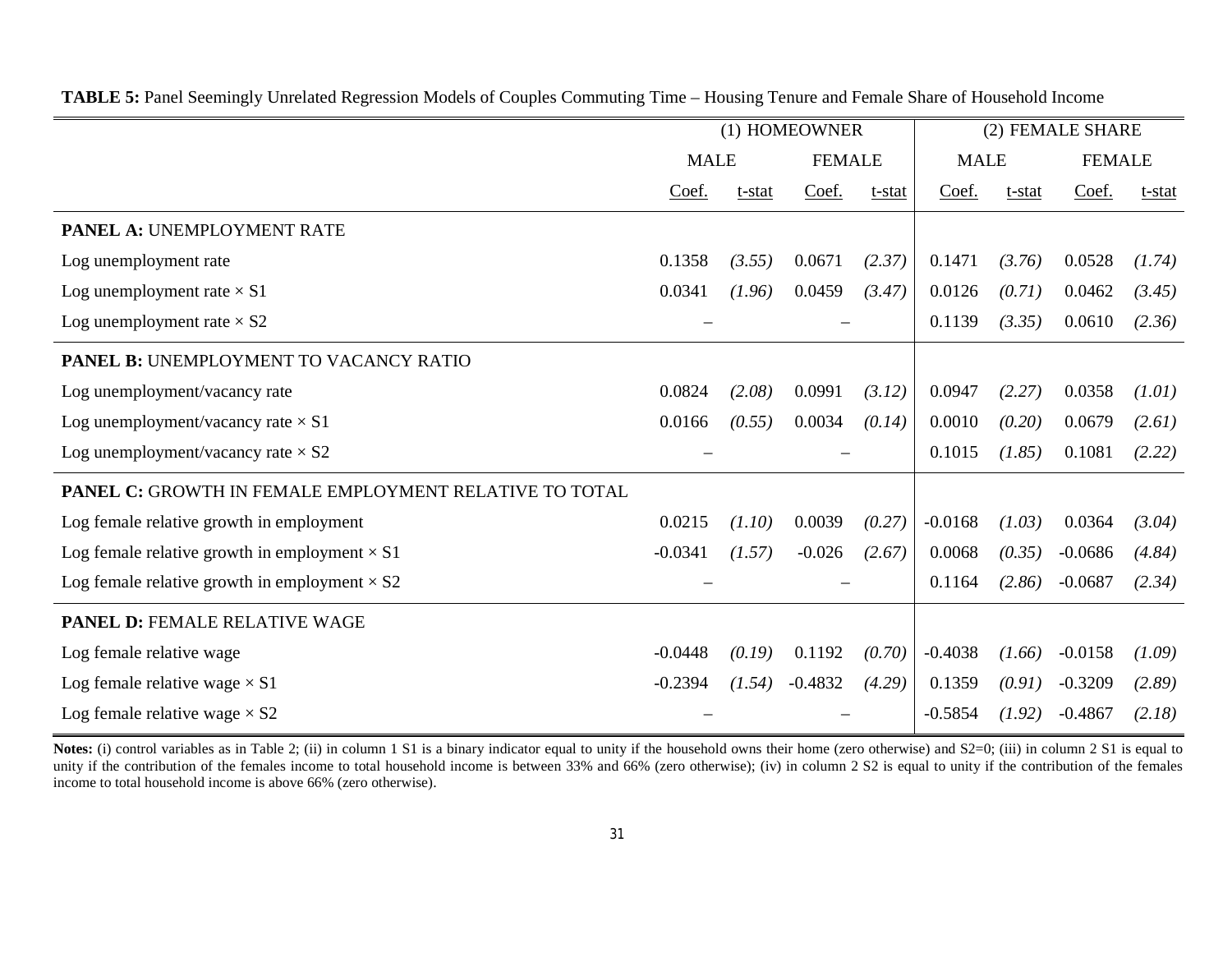**TABLE 5:** Panel Seemingly Unrelated Regression Models of Couples Commuting Time – Housing Tenure and Female Share of Household Income

| | (1) HOMEOWNER | | | | (2) FEMALE SHARE | | | |
|---|---|---|---|---|---|---|---|---|
| | MALE | | FEMALE | | MALE | | FEMALE | |
| | Coef. | t-stat | Coef. | t-stat | Coef. | t-stat | Coef. | t-stat |
| **PANEL A:** UNEMPLOYMENT RATE | | | | | | | | |
| Log unemployment rate | 0.1358 | *(3.55)* | 0.0671 | *(2.37)* | 0.1471 | *(3.76)* | 0.0528 | *(1.74)* |
| Log unemployment rate × S1 | 0.0341 | *(1.96)* | 0.0459 | *(3.47)* | 0.0126 | *(0.71)* | 0.0462 | *(3.45)* |
| Log unemployment rate × S2 | – | | – | | 0.1139 | *(3.35)* | 0.0610 | *(2.36)* |
| **PANEL B:** UNEMPLOYMENT TO VACANCY RATIO | | | | | | | | |
| Log unemployment/vacancy rate | 0.0824 | *(2.08)* | 0.0991 | *(3.12)* | 0.0947 | *(2.27)* | 0.0358 | *(1.01)* |
| Log unemployment/vacancy rate × S1 | 0.0166 | *(0.55)* | 0.0034 | *(0.14)* | 0.0010 | *(0.20)* | 0.0679 | *(2.61)* |
| Log unemployment/vacancy rate × S2 | – | | – | | 0.1015 | *(1.85)* | 0.1081 | *(2.22)* |
| **PANEL C:** GROWTH IN FEMALE EMPLOYMENT RELATIVE TO TOTAL | | | | | | | | |
| Log female relative growth in employment | 0.0215 | *(1.10)* | 0.0039 | *(0.27)* | -0.0168 | *(1.03)* | 0.0364 | *(3.04)* |
| Log female relative growth in employment × S1 | -0.0341 | *(1.57)* | -0.026 | *(2.67)* | 0.0068 | *(0.35)* | -0.0686 | *(4.84)* |
| Log female relative growth in employment × S2 | – | | – | | 0.1164 | *(2.86)* | -0.0687 | *(2.34)* |
| **PANEL D:** FEMALE RELATIVE WAGE | | | | | | | | |
| Log female relative wage | -0.0448 | *(0.19)* | 0.1192 | *(0.70)* | -0.4038 | *(1.66)* | -0.0158 | *(1.09)* |
| Log female relative wage × S1 | -0.2394 | *(1.54)* | -0.4832 | *(4.29)* | 0.1359 | *(0.91)* | -0.3209 | *(2.89)* |
| Log female relative wage × S2 | – | | – | | -0.5854 | *(1.92)* | -0.4867 | *(2.18)* |

**Notes:** (i) control variables as in Table 2; (ii) in column 1 S1 is a binary indicator equal to unity if the household owns their home (zero otherwise) and S2=0; (iii) in column 2 S1 is equal to unity if the contribution of the females income to total household income is between 33% and 66% (zero otherwise); (iv) in column 2 S2 is equal to unity if the contribution of the females income to total household income is above 66% (zero otherwise).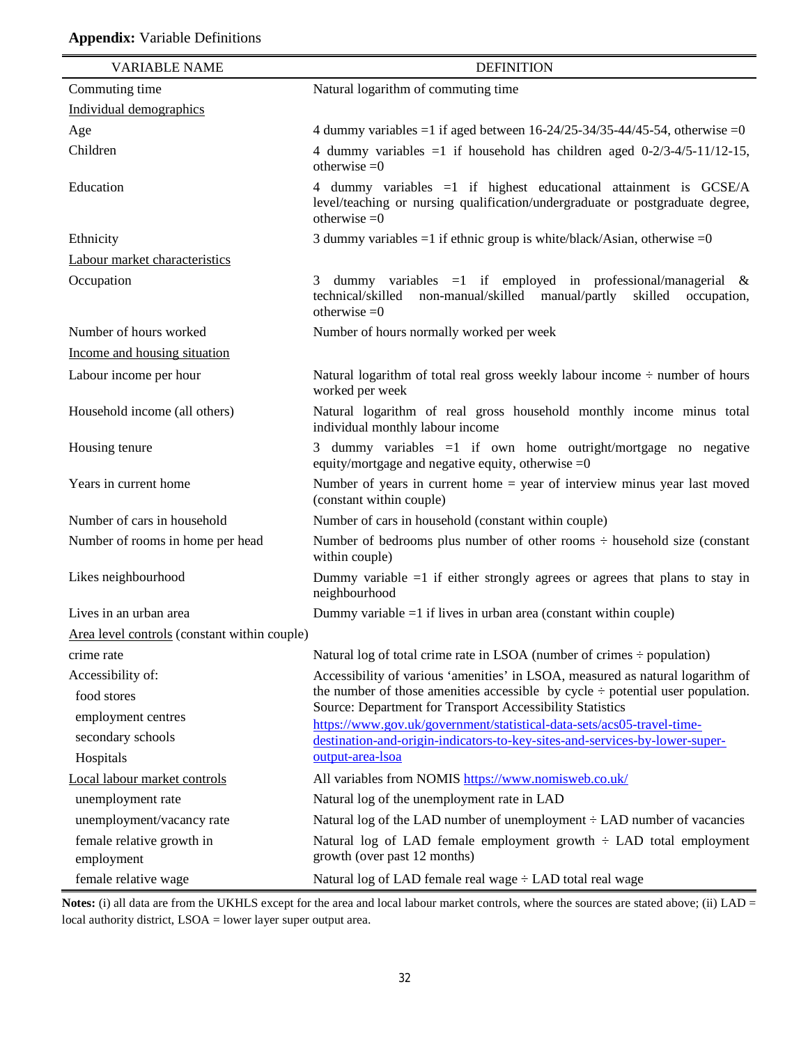**Appendix:** Variable Definitions

| VARIABLE NAME | DEFINITION |
|---|---|
| Commuting time | Natural logarithm of commuting time |
| Individual demographics | |
| Age | 4 dummy variables =1 if aged between 16-24/25-34/35-44/45-54, otherwise =0 |
| Children | 4 dummy variables =1 if household has children aged 0-2/3-4/5-11/12-15, otherwise =0 |
| Education | 4 dummy variables =1 if highest educational attainment is GCSE/A level/teaching or nursing qualification/undergraduate or postgraduate degree, otherwise =0 |
| Ethnicity | 3 dummy variables =1 if ethnic group is white/black/Asian, otherwise =0 |
| Labour market characteristics | |
| Occupation | 3 dummy variables =1 if employed in professional/managerial & technical/skilled non-manual/skilled manual/partly skilled occupation, otherwise =0 |
| Number of hours worked | Number of hours normally worked per week |
| Income and housing situation | |
| Labour income per hour | Natural logarithm of total real gross weekly labour income ÷ number of hours worked per week |
| Household income (all others) | Natural logarithm of real gross household monthly income minus total individual monthly labour income |
| Housing tenure | 3 dummy variables =1 if own home outright/mortgage no negative equity/mortgage and negative equity, otherwise =0 |
| Years in current home | Number of years in current home = year of interview minus year last moved (constant within couple) |
| Number of cars in household | Number of cars in household (constant within couple) |
| Number of rooms in home per head | Number of bedrooms plus number of other rooms ÷ household size (constant within couple) |
| Likes neighbourhood | Dummy variable =1 if either strongly agrees or agrees that plans to stay in neighbourhood |
| Lives in an urban area | Dummy variable =1 if lives in urban area (constant within couple) |
| Area level controls (constant within couple) | |
| crime rate | Natural log of total crime rate in LSOA (number of crimes ÷ population) |
| Accessibility of: food stores, employment centres, secondary schools, Hospitals | Accessibility of various 'amenities' in LSOA, measured as natural logarithm of the number of those amenities accessible by cycle ÷ potential user population. Source: Department for Transport Accessibility Statistics https://www.gov.uk/government/statistical-data-sets/acs05-travel-time-destination-and-origin-indicators-to-key-sites-and-services-by-lower-super-output-area-lsoa |
| Local labour market controls | All variables from NOMIS https://www.nomisweb.co.uk/ |
| unemployment rate | Natural log of the unemployment rate in LAD |
| unemployment/vacancy rate | Natural log of the LAD number of unemployment ÷ LAD number of vacancies |
| female relative growth in employment | Natural log of LAD female employment growth ÷ LAD total employment growth (over past 12 months) |
| female relative wage | Natural log of LAD female real wage ÷ LAD total real wage |

**Notes:** (i) all data are from the UKHLS except for the area and local labour market controls, where the sources are stated above; (ii) LAD = local authority district, LSOA = lower layer super output area.